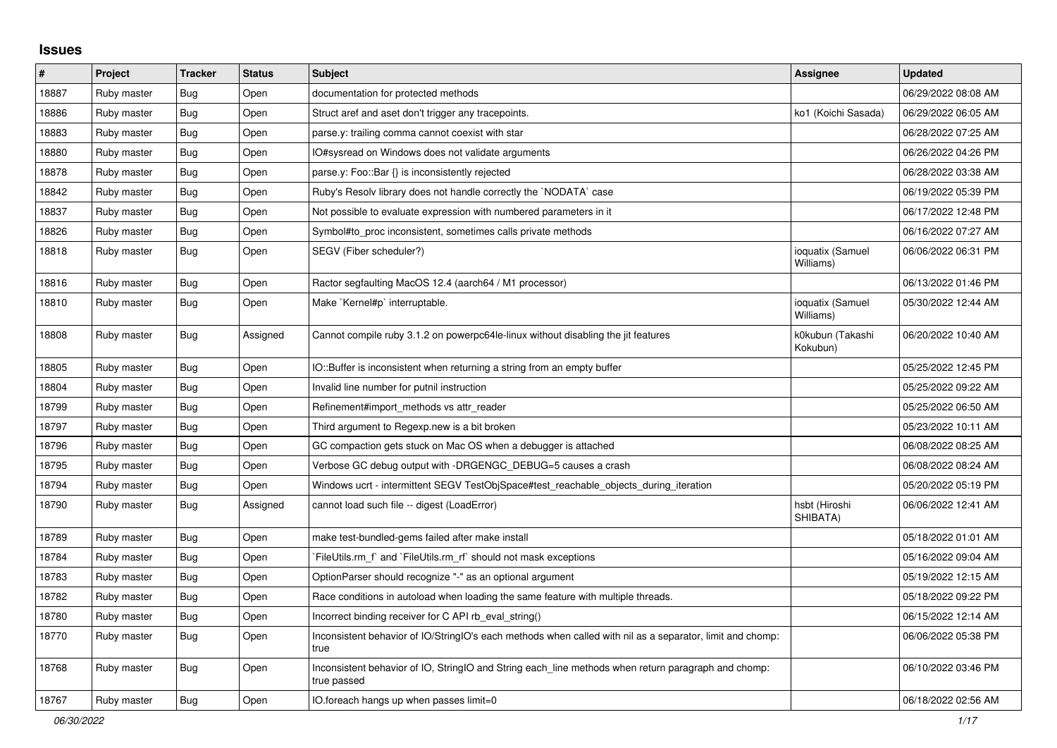# Issues

| # | Project | Tracker | Status | Subject | Assignee | Updated |
|---|---|---|---|---|---|---|
| 18887 | Ruby master | Bug | Open | documentation for protected methods | | 06/29/2022 08:08 AM |
| 18886 | Ruby master | Bug | Open | Struct aref and aset don't trigger any tracepoints. | ko1 (Koichi Sasada) | 06/29/2022 06:05 AM |
| 18883 | Ruby master | Bug | Open | parse.y: trailing comma cannot coexist with star | | 06/28/2022 07:25 AM |
| 18880 | Ruby master | Bug | Open | IO#sysread on Windows does not validate arguments | | 06/26/2022 04:26 PM |
| 18878 | Ruby master | Bug | Open | parse.y: Foo::Bar {} is inconsistently rejected | | 06/28/2022 03:38 AM |
| 18842 | Ruby master | Bug | Open | Ruby's Resolv library does not handle correctly the `NODATA` case | | 06/19/2022 05:39 PM |
| 18837 | Ruby master | Bug | Open | Not possible to evaluate expression with numbered parameters in it | | 06/17/2022 12:48 PM |
| 18826 | Ruby master | Bug | Open | Symbol#to_proc inconsistent, sometimes calls private methods | | 06/16/2022 07:27 AM |
| 18818 | Ruby master | Bug | Open | SEGV (Fiber scheduler?) | ioquatix (Samuel Williams) | 06/06/2022 06:31 PM |
| 18816 | Ruby master | Bug | Open | Ractor segfaulting MacOS 12.4 (aarch64 / M1 processor) | | 06/13/2022 01:46 PM |
| 18810 | Ruby master | Bug | Open | Make `Kernel#p` interruptable. | ioquatix (Samuel Williams) | 05/30/2022 12:44 AM |
| 18808 | Ruby master | Bug | Assigned | Cannot compile ruby 3.1.2 on powerpc64le-linux without disabling the jit features | k0kubun (Takashi Kokubun) | 06/20/2022 10:40 AM |
| 18805 | Ruby master | Bug | Open | IO::Buffer is inconsistent when returning a string from an empty buffer | | 05/25/2022 12:45 PM |
| 18804 | Ruby master | Bug | Open | Invalid line number for putnil instruction | | 05/25/2022 09:22 AM |
| 18799 | Ruby master | Bug | Open | Refinement#import_methods vs attr_reader | | 05/25/2022 06:50 AM |
| 18797 | Ruby master | Bug | Open | Third argument to Regexp.new is a bit broken | | 05/23/2022 10:11 AM |
| 18796 | Ruby master | Bug | Open | GC compaction gets stuck on Mac OS when a debugger is attached | | 06/08/2022 08:25 AM |
| 18795 | Ruby master | Bug | Open | Verbose GC debug output with -DRGENGC_DEBUG=5 causes a crash | | 06/08/2022 08:24 AM |
| 18794 | Ruby master | Bug | Open | Windows ucrt - intermittent SEGV TestObjSpace#test_reachable_objects_during_iteration | | 05/20/2022 05:19 PM |
| 18790 | Ruby master | Bug | Assigned | cannot load such file -- digest (LoadError) | hsbt (Hiroshi SHIBATA) | 06/06/2022 12:41 AM |
| 18789 | Ruby master | Bug | Open | make test-bundled-gems failed after make install | | 05/18/2022 01:01 AM |
| 18784 | Ruby master | Bug | Open | `FileUtils.rm_f` and `FileUtils.rm_rf` should not mask exceptions | | 05/16/2022 09:04 AM |
| 18783 | Ruby master | Bug | Open | OptionParser should recognize "-" as an optional argument | | 05/19/2022 12:15 AM |
| 18782 | Ruby master | Bug | Open | Race conditions in autoload when loading the same feature with multiple threads. | | 05/18/2022 09:22 PM |
| 18780 | Ruby master | Bug | Open | Incorrect binding receiver for C API rb_eval_string() | | 06/15/2022 12:14 AM |
| 18770 | Ruby master | Bug | Open | Inconsistent behavior of IO/StringIO's each methods when called with nil as a separator, limit and chomp: true | | 06/06/2022 05:38 PM |
| 18768 | Ruby master | Bug | Open | Inconsistent behavior of IO, StringIO and String each_line methods when return paragraph and chomp: true passed | | 06/10/2022 03:46 PM |
| 18767 | Ruby master | Bug | Open | IO.foreach hangs up when passes limit=0 | | 06/18/2022 02:56 AM |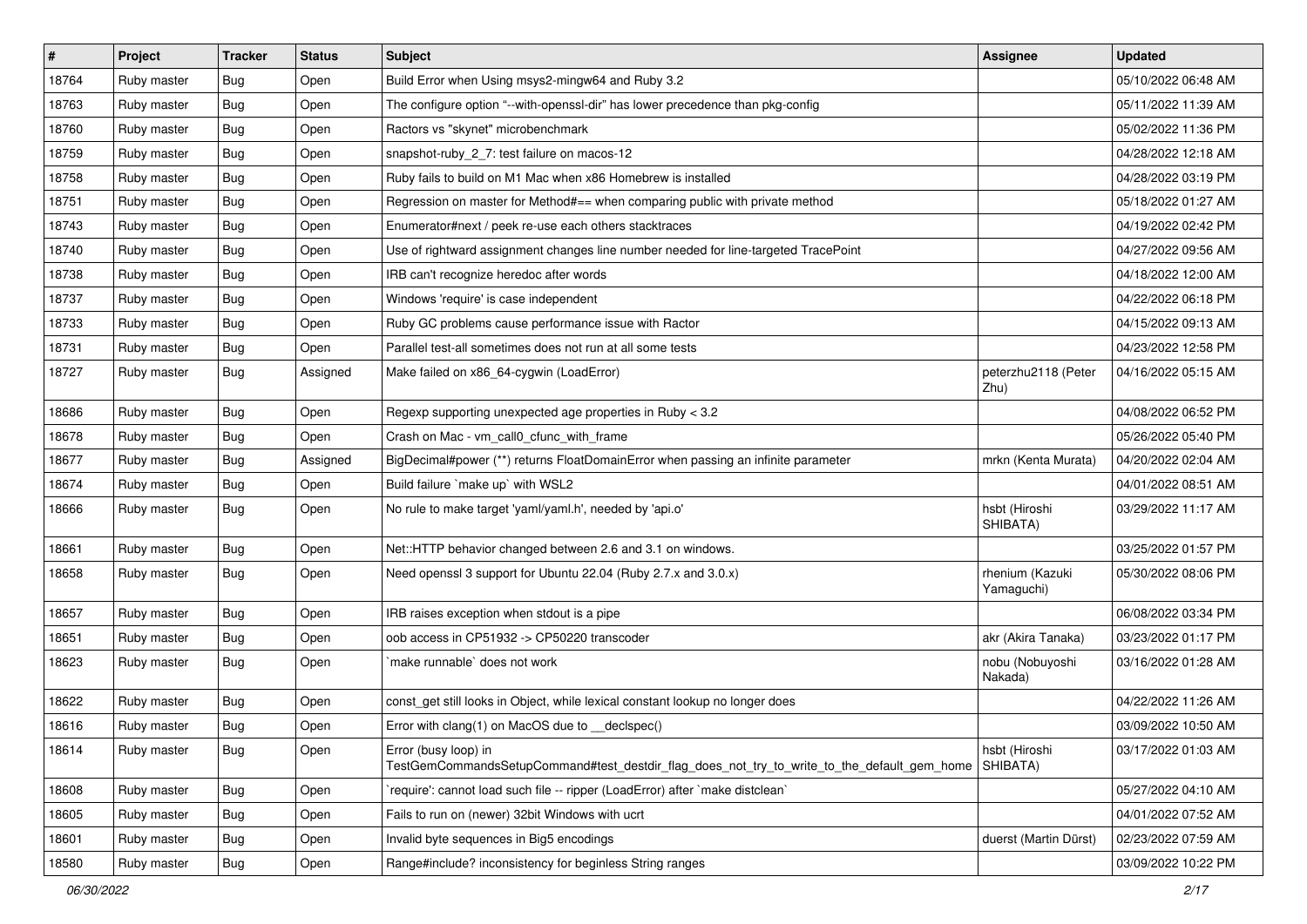| # | Project | Tracker | Status | Subject | Assignee | Updated |
|---|---|---|---|---|---|---|
| 18764 | Ruby master | Bug | Open | Build Error when Using msys2-mingw64 and Ruby 3.2 | | 05/10/2022 06:48 AM |
| 18763 | Ruby master | Bug | Open | The configure option "--with-openssl-dir" has lower precedence than pkg-config | | 05/11/2022 11:39 AM |
| 18760 | Ruby master | Bug | Open | Ractors vs "skynet" microbenchmark | | 05/02/2022 11:36 PM |
| 18759 | Ruby master | Bug | Open | snapshot-ruby_2_7: test failure on macos-12 | | 04/28/2022 12:18 AM |
| 18758 | Ruby master | Bug | Open | Ruby fails to build on M1 Mac when x86 Homebrew is installed | | 04/28/2022 03:19 PM |
| 18751 | Ruby master | Bug | Open | Regression on master for Method#== when comparing public with private method | | 05/18/2022 01:27 AM |
| 18743 | Ruby master | Bug | Open | Enumerator#next / peek re-use each others stacktraces | | 04/19/2022 02:42 PM |
| 18740 | Ruby master | Bug | Open | Use of rightward assignment changes line number needed for line-targeted TracePoint | | 04/27/2022 09:56 AM |
| 18738 | Ruby master | Bug | Open | IRB can't recognize heredoc after words | | 04/18/2022 12:00 AM |
| 18737 | Ruby master | Bug | Open | Windows 'require' is case independent | | 04/22/2022 06:18 PM |
| 18733 | Ruby master | Bug | Open | Ruby GC problems cause performance issue with Ractor | | 04/15/2022 09:13 AM |
| 18731 | Ruby master | Bug | Open | Parallel test-all sometimes does not run at all some tests | | 04/23/2022 12:58 PM |
| 18727 | Ruby master | Bug | Assigned | Make failed on x86_64-cygwin (LoadError) | peterzhu2118 (Peter Zhu) | 04/16/2022 05:15 AM |
| 18686 | Ruby master | Bug | Open | Regexp supporting unexpected age properties in Ruby < 3.2 | | 04/08/2022 06:52 PM |
| 18678 | Ruby master | Bug | Open | Crash on Mac - vm_call0_cfunc_with_frame | | 05/26/2022 05:40 PM |
| 18677 | Ruby master | Bug | Assigned | BigDecimal#power (**) returns FloatDomainError when passing an infinite parameter | mrkn (Kenta Murata) | 04/20/2022 02:04 AM |
| 18674 | Ruby master | Bug | Open | Build failure `make up` with WSL2 | | 04/01/2022 08:51 AM |
| 18666 | Ruby master | Bug | Open | No rule to make target 'yaml/yaml.h', needed by 'api.o' | hsbt (Hiroshi SHIBATA) | 03/29/2022 11:17 AM |
| 18661 | Ruby master | Bug | Open | Net::HTTP behavior changed between 2.6 and 3.1 on windows. | | 03/25/2022 01:57 PM |
| 18658 | Ruby master | Bug | Open | Need openssl 3 support for Ubuntu 22.04 (Ruby 2.7.x and 3.0.x) | rhenium (Kazuki Yamaguchi) | 05/30/2022 08:06 PM |
| 18657 | Ruby master | Bug | Open | IRB raises exception when stdout is a pipe | | 06/08/2022 03:34 PM |
| 18651 | Ruby master | Bug | Open | oob access in CP51932 -> CP50220 transcoder | akr (Akira Tanaka) | 03/23/2022 01:17 PM |
| 18623 | Ruby master | Bug | Open | `make runnable` does not work | nobu (Nobuyoshi Nakada) | 03/16/2022 01:28 AM |
| 18622 | Ruby master | Bug | Open | const_get still looks in Object, while lexical constant lookup no longer does | | 04/22/2022 11:26 AM |
| 18616 | Ruby master | Bug | Open | Error with clang(1) on MacOS due to __declspec() | | 03/09/2022 10:50 AM |
| 18614 | Ruby master | Bug | Open | Error (busy loop) in TestGemCommandsSetupCommand#test_destdir_flag_does_not_try_to_write_to_the_default_gem_home | hsbt (Hiroshi SHIBATA) | 03/17/2022 01:03 AM |
| 18608 | Ruby master | Bug | Open | `require': cannot load such file -- ripper (LoadError) after `make distclean` | | 05/27/2022 04:10 AM |
| 18605 | Ruby master | Bug | Open | Fails to run on (newer) 32bit Windows with ucrt | | 04/01/2022 07:52 AM |
| 18601 | Ruby master | Bug | Open | Invalid byte sequences in Big5 encodings | duerst (Martin Dürst) | 02/23/2022 07:59 AM |
| 18580 | Ruby master | Bug | Open | Range#include? inconsistency for beginless String ranges | | 03/09/2022 10:22 PM |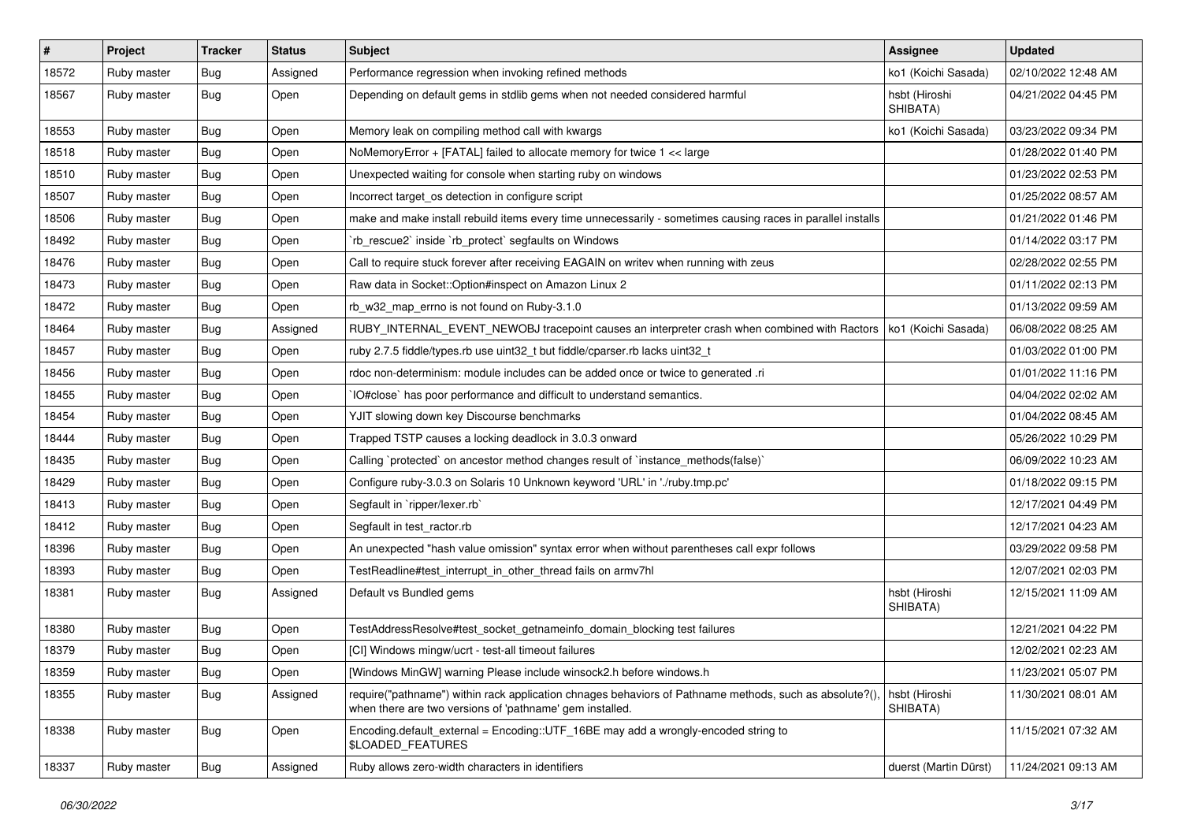| # | Project | Tracker | Status | Subject | Assignee | Updated |
|---|---|---|---|---|---|---|
| 18572 | Ruby master | Bug | Assigned | Performance regression when invoking refined methods | ko1 (Koichi Sasada) | 02/10/2022 12:48 AM |
| 18567 | Ruby master | Bug | Open | Depending on default gems in stdlib gems when not needed considered harmful | hsbt (Hiroshi SHIBATA) | 04/21/2022 04:45 PM |
| 18553 | Ruby master | Bug | Open | Memory leak on compiling method call with kwargs | ko1 (Koichi Sasada) | 03/23/2022 09:34 PM |
| 18518 | Ruby master | Bug | Open | NoMemoryError + [FATAL] failed to allocate memory for twice 1 << large | | 01/28/2022 01:40 PM |
| 18510 | Ruby master | Bug | Open | Unexpected waiting for console when starting ruby on windows | | 01/23/2022 02:53 PM |
| 18507 | Ruby master | Bug | Open | Incorrect target_os detection in configure script | | 01/25/2022 08:57 AM |
| 18506 | Ruby master | Bug | Open | make and make install rebuild items every time unnecessarily - sometimes causing races in parallel installs | | 01/21/2022 01:46 PM |
| 18492 | Ruby master | Bug | Open | `rb_rescue2` inside `rb_protect` segfaults on Windows | | 01/14/2022 03:17 PM |
| 18476 | Ruby master | Bug | Open | Call to require stuck forever after receiving EAGAIN on writev when running with zeus | | 02/28/2022 02:55 PM |
| 18473 | Ruby master | Bug | Open | Raw data in Socket::Option#inspect on Amazon Linux 2 | | 01/11/2022 02:13 PM |
| 18472 | Ruby master | Bug | Open | rb_w32_map_errno is not found on Ruby-3.1.0 | | 01/13/2022 09:59 AM |
| 18464 | Ruby master | Bug | Assigned | RUBY_INTERNAL_EVENT_NEWOBJ tracepoint causes an interpreter crash when combined with Ractors | ko1 (Koichi Sasada) | 06/08/2022 08:25 AM |
| 18457 | Ruby master | Bug | Open | ruby 2.7.5 fiddle/types.rb use uint32_t but fiddle/cparser.rb lacks uint32_t | | 01/03/2022 01:00 PM |
| 18456 | Ruby master | Bug | Open | rdoc non-determinism: module includes can be added once or twice to generated .ri | | 01/01/2022 11:16 PM |
| 18455 | Ruby master | Bug | Open | `IO#close` has poor performance and difficult to understand semantics. | | 04/04/2022 02:02 AM |
| 18454 | Ruby master | Bug | Open | YJIT slowing down key Discourse benchmarks | | 01/04/2022 08:45 AM |
| 18444 | Ruby master | Bug | Open | Trapped TSTP causes a locking deadlock in 3.0.3 onward | | 05/26/2022 10:29 PM |
| 18435 | Ruby master | Bug | Open | Calling `protected` on ancestor method changes result of `instance_methods(false)` | | 06/09/2022 10:23 AM |
| 18429 | Ruby master | Bug | Open | Configure ruby-3.0.3 on Solaris 10 Unknown keyword 'URL' in './ruby.tmp.pc' | | 01/18/2022 09:15 PM |
| 18413 | Ruby master | Bug | Open | Segfault in `ripper/lexer.rb` | | 12/17/2021 04:49 PM |
| 18412 | Ruby master | Bug | Open | Segfault in test_ractor.rb | | 12/17/2021 04:23 AM |
| 18396 | Ruby master | Bug | Open | An unexpected "hash value omission" syntax error when without parentheses call expr follows | | 03/29/2022 09:58 PM |
| 18393 | Ruby master | Bug | Open | TestReadline#test_interrupt_in_other_thread fails on armv7hl | | 12/07/2021 02:03 PM |
| 18381 | Ruby master | Bug | Assigned | Default vs Bundled gems | hsbt (Hiroshi SHIBATA) | 12/15/2021 11:09 AM |
| 18380 | Ruby master | Bug | Open | TestAddressResolve#test_socket_getnameinfo_domain_blocking test failures | | 12/21/2021 04:22 PM |
| 18379 | Ruby master | Bug | Open | [CI] Windows mingw/ucrt - test-all timeout failures | | 12/02/2021 02:23 AM |
| 18359 | Ruby master | Bug | Open | [Windows MinGW] warning Please include winsock2.h before windows.h | | 11/23/2021 05:07 PM |
| 18355 | Ruby master | Bug | Assigned | require("pathname") within rack application chnages behaviors of Pathname methods, such as absolute?(), when there are two versions of 'pathname' gem installed. | hsbt (Hiroshi SHIBATA) | 11/30/2021 08:01 AM |
| 18338 | Ruby master | Bug | Open | Encoding.default_external = Encoding::UTF_16BE may add a wrongly-encoded string to $LOADED_FEATURES | | 11/15/2021 07:32 AM |
| 18337 | Ruby master | Bug | Assigned | Ruby allows zero-width characters in identifiers | duerst (Martin Dürst) | 11/24/2021 09:13 AM |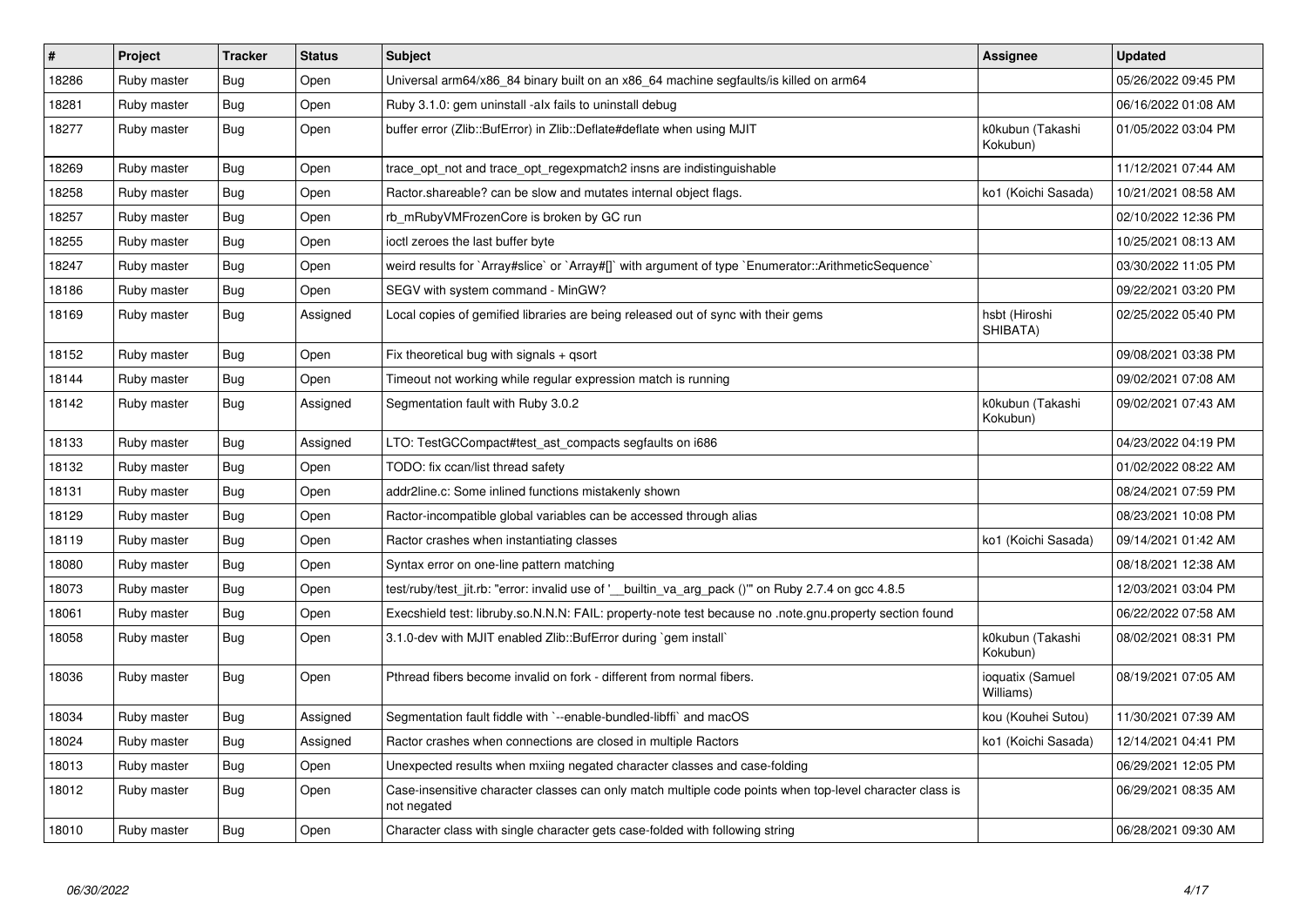| # | Project | Tracker | Status | Subject | Assignee | Updated |
|---|---|---|---|---|---|---|
| 18286 | Ruby master | Bug | Open | Universal arm64/x86_84 binary built on an x86_64 machine segfaults/is killed on arm64 | | 05/26/2022 09:45 PM |
| 18281 | Ruby master | Bug | Open | Ruby 3.1.0: gem uninstall -alx fails to uninstall debug | | 06/16/2022 01:08 AM |
| 18277 | Ruby master | Bug | Open | buffer error (Zlib::BufError) in Zlib::Deflate#deflate when using MJIT | k0kubun (Takashi Kokubun) | 01/05/2022 03:04 PM |
| 18269 | Ruby master | Bug | Open | trace_opt_not and trace_opt_regexpmatch2 insns are indistinguishable | | 11/12/2021 07:44 AM |
| 18258 | Ruby master | Bug | Open | Ractor.shareable? can be slow and mutates internal object flags. | ko1 (Koichi Sasada) | 10/21/2021 08:58 AM |
| 18257 | Ruby master | Bug | Open | rb_mRubyVMFrozenCore is broken by GC run | | 02/10/2022 12:36 PM |
| 18255 | Ruby master | Bug | Open | ioctl zeroes the last buffer byte | | 10/25/2021 08:13 AM |
| 18247 | Ruby master | Bug | Open | weird results for `Array#slice` or `Array#[]` with argument of type `Enumerator::ArithmeticSequence` | | 03/30/2022 11:05 PM |
| 18186 | Ruby master | Bug | Open | SEGV with system command - MinGW? | | 09/22/2021 03:20 PM |
| 18169 | Ruby master | Bug | Assigned | Local copies of gemified libraries are being released out of sync with their gems | hsbt (Hiroshi SHIBATA) | 02/25/2022 05:40 PM |
| 18152 | Ruby master | Bug | Open | Fix theoretical bug with signals + qsort | | 09/08/2021 03:38 PM |
| 18144 | Ruby master | Bug | Open | Timeout not working while regular expression match is running | | 09/02/2021 07:08 AM |
| 18142 | Ruby master | Bug | Assigned | Segmentation fault with Ruby 3.0.2 | k0kubun (Takashi Kokubun) | 09/02/2021 07:43 AM |
| 18133 | Ruby master | Bug | Assigned | LTO: TestGCCompact#test_ast_compacts segfaults on i686 | | 04/23/2022 04:19 PM |
| 18132 | Ruby master | Bug | Open | TODO: fix ccan/list thread safety | | 01/02/2022 08:22 AM |
| 18131 | Ruby master | Bug | Open | addr2line.c: Some inlined functions mistakenly shown | | 08/24/2021 07:59 PM |
| 18129 | Ruby master | Bug | Open | Ractor-incompatible global variables can be accessed through alias | | 08/23/2021 10:08 PM |
| 18119 | Ruby master | Bug | Open | Ractor crashes when instantiating classes | ko1 (Koichi Sasada) | 09/14/2021 01:42 AM |
| 18080 | Ruby master | Bug | Open | Syntax error on one-line pattern matching | | 08/18/2021 12:38 AM |
| 18073 | Ruby master | Bug | Open | test/ruby/test_jit.rb: "error: invalid use of '__builtin_va_arg_pack ()'" on Ruby 2.7.4 on gcc 4.8.5 | | 12/03/2021 03:04 PM |
| 18061 | Ruby master | Bug | Open | Execshield test: libruby.so.N.N.N: FAIL: property-note test because no .note.gnu.property section found | | 06/22/2022 07:58 AM |
| 18058 | Ruby master | Bug | Open | 3.1.0-dev with MJIT enabled Zlib::BufError during `gem install` | k0kubun (Takashi Kokubun) | 08/02/2021 08:31 PM |
| 18036 | Ruby master | Bug | Open | Pthread fibers become invalid on fork - different from normal fibers. | ioquatix (Samuel Williams) | 08/19/2021 07:05 AM |
| 18034 | Ruby master | Bug | Assigned | Segmentation fault fiddle with `--enable-bundled-libffi` and macOS | kou (Kouhei Sutou) | 11/30/2021 07:39 AM |
| 18024 | Ruby master | Bug | Assigned | Ractor crashes when connections are closed in multiple Ractors | ko1 (Koichi Sasada) | 12/14/2021 04:41 PM |
| 18013 | Ruby master | Bug | Open | Unexpected results when mxiing negated character classes and case-folding | | 06/29/2021 12:05 PM |
| 18012 | Ruby master | Bug | Open | Case-insensitive character classes can only match multiple code points when top-level character class is not negated | | 06/29/2021 08:35 AM |
| 18010 | Ruby master | Bug | Open | Character class with single character gets case-folded with following string | | 06/28/2021 09:30 AM |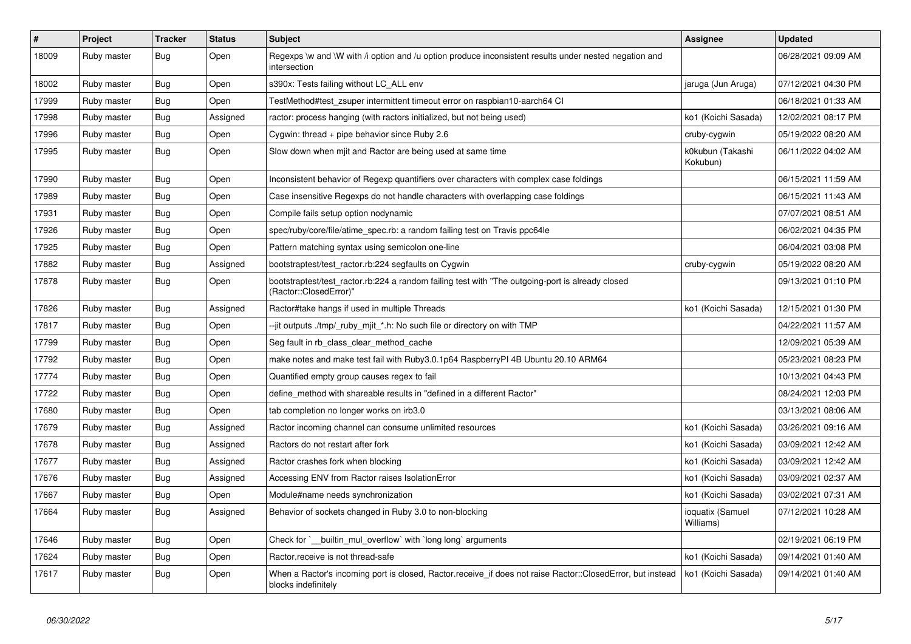| # | Project | Tracker | Status | Subject | Assignee | Updated |
| --- | --- | --- | --- | --- | --- | --- |
| 18009 | Ruby master | Bug | Open | Regexps \w and \W with /i option and /u option produce inconsistent results under nested negation and intersection | | 06/28/2021 09:09 AM |
| 18002 | Ruby master | Bug | Open | s390x: Tests failing without LC_ALL env | jaruga (Jun Aruga) | 07/12/2021 04:30 PM |
| 17999 | Ruby master | Bug | Open | TestMethod#test_zsuper intermittent timeout error on raspbian10-aarch64 CI | | 06/18/2021 01:33 AM |
| 17998 | Ruby master | Bug | Assigned | ractor: process hanging (with ractors initialized, but not being used) | ko1 (Koichi Sasada) | 12/02/2021 08:17 PM |
| 17996 | Ruby master | Bug | Open | Cygwin: thread + pipe behavior since Ruby 2.6 | cruby-cygwin | 05/19/2022 08:20 AM |
| 17995 | Ruby master | Bug | Open | Slow down when mjit and Ractor are being used at same time | k0kubun (Takashi Kokubun) | 06/11/2022 04:02 AM |
| 17990 | Ruby master | Bug | Open | Inconsistent behavior of Regexp quantifiers over characters with complex case foldings | | 06/15/2021 11:59 AM |
| 17989 | Ruby master | Bug | Open | Case insensitive Regexps do not handle characters with overlapping case foldings | | 06/15/2021 11:43 AM |
| 17931 | Ruby master | Bug | Open | Compile fails setup option nodynamic | | 07/07/2021 08:51 AM |
| 17926 | Ruby master | Bug | Open | spec/ruby/core/file/atime_spec.rb: a random failing test on Travis ppc64le | | 06/02/2021 04:35 PM |
| 17925 | Ruby master | Bug | Open | Pattern matching syntax using semicolon one-line | | 06/04/2021 03:08 PM |
| 17882 | Ruby master | Bug | Assigned | bootstraptest/test_ractor.rb:224 segfaults on Cygwin | cruby-cygwin | 05/19/2022 08:20 AM |
| 17878 | Ruby master | Bug | Open | bootstraptest/test_ractor.rb:224 a random failing test with "The outgoing-port is already closed (Ractor::ClosedError)" | | 09/13/2021 01:10 PM |
| 17826 | Ruby master | Bug | Assigned | Ractor#take hangs if used in multiple Threads | ko1 (Koichi Sasada) | 12/15/2021 01:30 PM |
| 17817 | Ruby master | Bug | Open | --jit outputs ./tmp/_ruby_mjit_*.h: No such file or directory on with TMP | | 04/22/2021 11:57 AM |
| 17799 | Ruby master | Bug | Open | Seg fault in rb_class_clear_method_cache | | 12/09/2021 05:39 AM |
| 17792 | Ruby master | Bug | Open | make notes and make test fail with Ruby3.0.1p64 RaspberryPI 4B Ubuntu 20.10 ARM64 | | 05/23/2021 08:23 PM |
| 17774 | Ruby master | Bug | Open | Quantified empty group causes regex to fail | | 10/13/2021 04:43 PM |
| 17722 | Ruby master | Bug | Open | define_method with shareable results in "defined in a different Ractor" | | 08/24/2021 12:03 PM |
| 17680 | Ruby master | Bug | Open | tab completion no longer works on irb3.0 | | 03/13/2021 08:06 AM |
| 17679 | Ruby master | Bug | Assigned | Ractor incoming channel can consume unlimited resources | ko1 (Koichi Sasada) | 03/26/2021 09:16 AM |
| 17678 | Ruby master | Bug | Assigned | Ractors do not restart after fork | ko1 (Koichi Sasada) | 03/09/2021 12:42 AM |
| 17677 | Ruby master | Bug | Assigned | Ractor crashes fork when blocking | ko1 (Koichi Sasada) | 03/09/2021 12:42 AM |
| 17676 | Ruby master | Bug | Assigned | Accessing ENV from Ractor raises IsolationError | ko1 (Koichi Sasada) | 03/09/2021 02:37 AM |
| 17667 | Ruby master | Bug | Open | Module#name needs synchronization | ko1 (Koichi Sasada) | 03/02/2021 07:31 AM |
| 17664 | Ruby master | Bug | Assigned | Behavior of sockets changed in Ruby 3.0 to non-blocking | ioquatix (Samuel Williams) | 07/12/2021 10:28 AM |
| 17646 | Ruby master | Bug | Open | Check for `__builtin_mul_overflow` with `long long` arguments | | 02/19/2021 06:19 PM |
| 17624 | Ruby master | Bug | Open | Ractor.receive is not thread-safe | ko1 (Koichi Sasada) | 09/14/2021 01:40 AM |
| 17617 | Ruby master | Bug | Open | When a Ractor's incoming port is closed, Ractor.receive_if does not raise Ractor::ClosedError, but instead blocks indefinitely | ko1 (Koichi Sasada) | 09/14/2021 01:40 AM |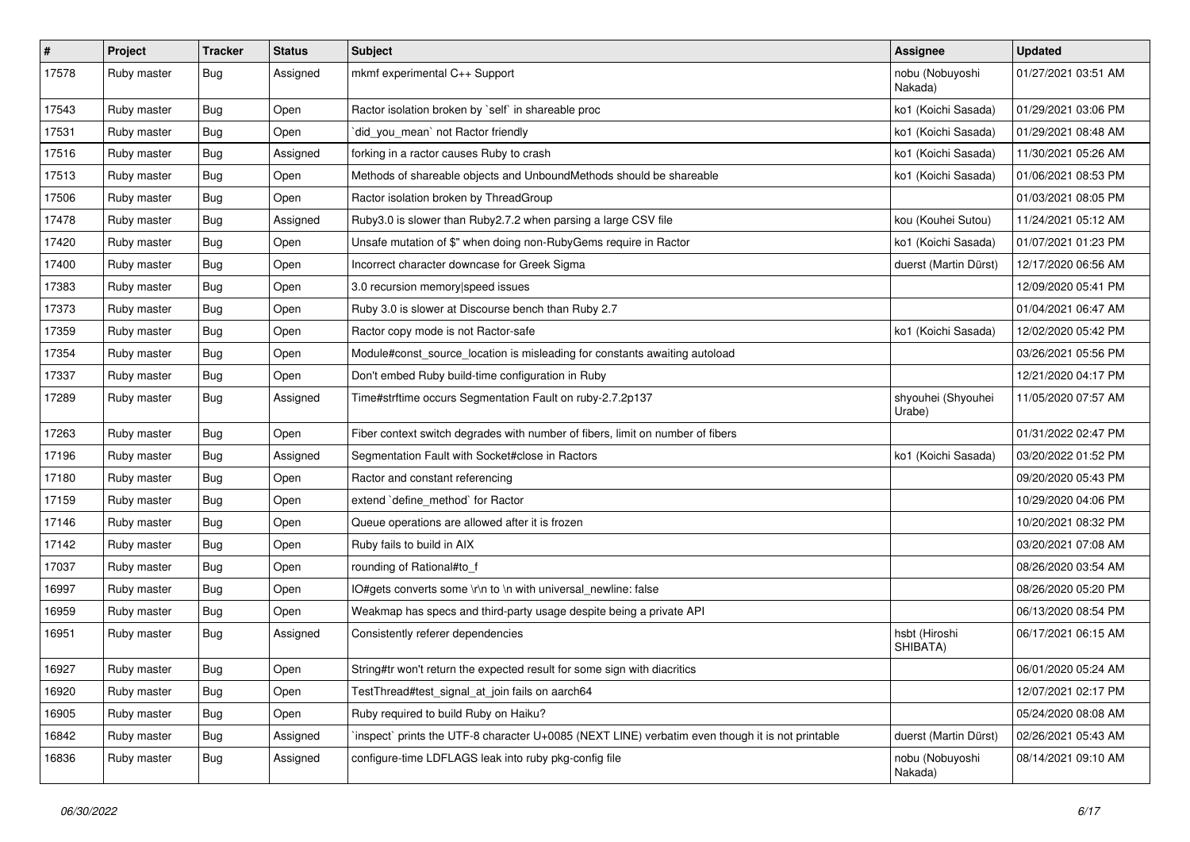| # | Project | Tracker | Status | Subject | Assignee | Updated |
|---|---|---|---|---|---|---|
| 17578 | Ruby master | Bug | Assigned | mkmf experimental C++ Support | nobu (Nobuyoshi Nakada) | 01/27/2021 03:51 AM |
| 17543 | Ruby master | Bug | Open | Ractor isolation broken by `self` in shareable proc | ko1 (Koichi Sasada) | 01/29/2021 03:06 PM |
| 17531 | Ruby master | Bug | Open | `did_you_mean` not Ractor friendly | ko1 (Koichi Sasada) | 01/29/2021 08:48 AM |
| 17516 | Ruby master | Bug | Assigned | forking in a ractor causes Ruby to crash | ko1 (Koichi Sasada) | 11/30/2021 05:26 AM |
| 17513 | Ruby master | Bug | Open | Methods of shareable objects and UnboundMethods should be shareable | ko1 (Koichi Sasada) | 01/06/2021 08:53 PM |
| 17506 | Ruby master | Bug | Open | Ractor isolation broken by ThreadGroup | | 01/03/2021 08:05 PM |
| 17478 | Ruby master | Bug | Assigned | Ruby3.0 is slower than Ruby2.7.2 when parsing a large CSV file | kou (Kouhei Sutou) | 11/24/2021 05:12 AM |
| 17420 | Ruby master | Bug | Open | Unsafe mutation of $" when doing non-RubyGems require in Ractor | ko1 (Koichi Sasada) | 01/07/2021 01:23 PM |
| 17400 | Ruby master | Bug | Open | Incorrect character downcase for Greek Sigma | duerst (Martin Dürst) | 12/17/2020 06:56 AM |
| 17383 | Ruby master | Bug | Open | 3.0 recursion memory\|speed issues | | 12/09/2020 05:41 PM |
| 17373 | Ruby master | Bug | Open | Ruby 3.0 is slower at Discourse bench than Ruby 2.7 | | 01/04/2021 06:47 AM |
| 17359 | Ruby master | Bug | Open | Ractor copy mode is not Ractor-safe | ko1 (Koichi Sasada) | 12/02/2020 05:42 PM |
| 17354 | Ruby master | Bug | Open | Module#const_source_location is misleading for constants awaiting autoload | | 03/26/2021 05:56 PM |
| 17337 | Ruby master | Bug | Open | Don't embed Ruby build-time configuration in Ruby | | 12/21/2020 04:17 PM |
| 17289 | Ruby master | Bug | Assigned | Time#strftime occurs Segmentation Fault on ruby-2.7.2p137 | shyouhei (Shyouhei Urabe) | 11/05/2020 07:57 AM |
| 17263 | Ruby master | Bug | Open | Fiber context switch degrades with number of fibers, limit on number of fibers | | 01/31/2022 02:47 PM |
| 17196 | Ruby master | Bug | Assigned | Segmentation Fault with Socket#close in Ractors | ko1 (Koichi Sasada) | 03/20/2022 01:52 PM |
| 17180 | Ruby master | Bug | Open | Ractor and constant referencing | | 09/20/2020 05:43 PM |
| 17159 | Ruby master | Bug | Open | extend `define_method` for Ractor | | 10/29/2020 04:06 PM |
| 17146 | Ruby master | Bug | Open | Queue operations are allowed after it is frozen | | 10/20/2021 08:32 PM |
| 17142 | Ruby master | Bug | Open | Ruby fails to build in AIX | | 03/20/2021 07:08 AM |
| 17037 | Ruby master | Bug | Open | rounding of Rational#to_f | | 08/26/2020 03:54 AM |
| 16997 | Ruby master | Bug | Open | IO#gets converts some \r\n to \n with universal_newline: false | | 08/26/2020 05:20 PM |
| 16959 | Ruby master | Bug | Open | Weakmap has specs and third-party usage despite being a private API | | 06/13/2020 08:54 PM |
| 16951 | Ruby master | Bug | Assigned | Consistently referer dependencies | hsbt (Hiroshi SHIBATA) | 06/17/2021 06:15 AM |
| 16927 | Ruby master | Bug | Open | String#tr won't return the expected result for some sign with diacritics | | 06/01/2020 05:24 AM |
| 16920 | Ruby master | Bug | Open | TestThread#test_signal_at_join fails on aarch64 | | 12/07/2021 02:17 PM |
| 16905 | Ruby master | Bug | Open | Ruby required to build Ruby on Haiku? | | 05/24/2020 08:08 AM |
| 16842 | Ruby master | Bug | Assigned | `inspect` prints the UTF-8 character U+0085 (NEXT LINE) verbatim even though it is not printable | duerst (Martin Dürst) | 02/26/2021 05:43 AM |
| 16836 | Ruby master | Bug | Assigned | configure-time LDFLAGS leak into ruby pkg-config file | nobu (Nobuyoshi Nakada) | 08/14/2021 09:10 AM |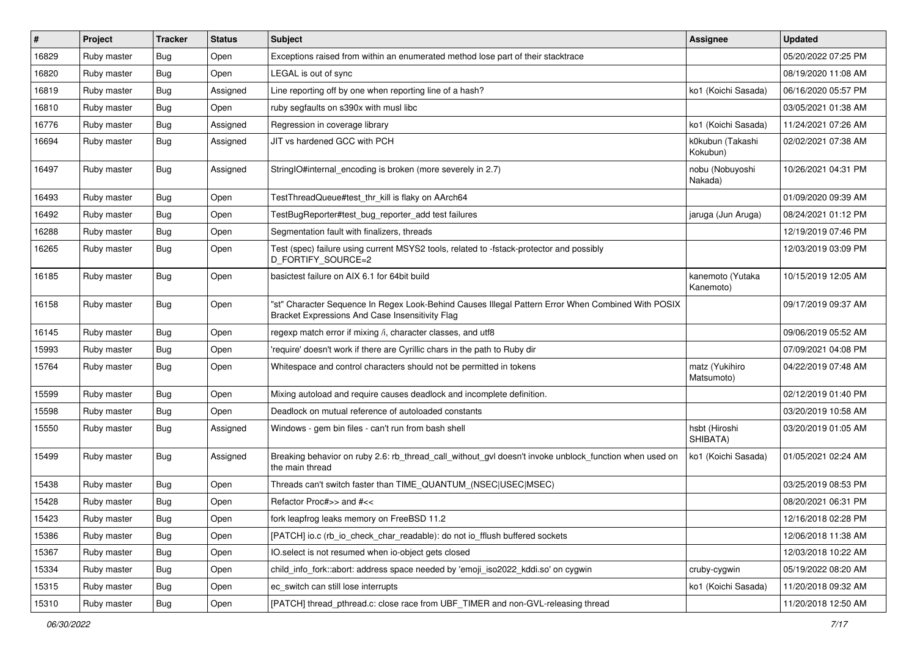| # | Project | Tracker | Status | Subject | Assignee | Updated |
|---|---|---|---|---|---|---|
| 16829 | Ruby master | Bug | Open | Exceptions raised from within an enumerated method lose part of their stacktrace | | 05/20/2022 07:25 PM |
| 16820 | Ruby master | Bug | Open | LEGAL is out of sync | | 08/19/2020 11:08 AM |
| 16819 | Ruby master | Bug | Assigned | Line reporting off by one when reporting line of a hash? | ko1 (Koichi Sasada) | 06/16/2020 05:57 PM |
| 16810 | Ruby master | Bug | Open | ruby segfaults on s390x with musl libc | | 03/05/2021 01:38 AM |
| 16776 | Ruby master | Bug | Assigned | Regression in coverage library | ko1 (Koichi Sasada) | 11/24/2021 07:26 AM |
| 16694 | Ruby master | Bug | Assigned | JIT vs hardened GCC with PCH | k0kubun (Takashi Kokubun) | 02/02/2021 07:38 AM |
| 16497 | Ruby master | Bug | Assigned | StringIO#internal_encoding is broken (more severely in 2.7) | nobu (Nobuyoshi Nakada) | 10/26/2021 04:31 PM |
| 16493 | Ruby master | Bug | Open | TestThreadQueue#test_thr_kill is flaky on AArch64 | | 01/09/2020 09:39 AM |
| 16492 | Ruby master | Bug | Open | TestBugReporter#test_bug_reporter_add test failures | jaruga (Jun Aruga) | 08/24/2021 01:12 PM |
| 16288 | Ruby master | Bug | Open | Segmentation fault with finalizers, threads | | 12/19/2019 07:46 PM |
| 16265 | Ruby master | Bug | Open | Test (spec) failure using current MSYS2 tools, related to -fstack-protector and possibly D_FORTIFY_SOURCE=2 | | 12/03/2019 03:09 PM |
| 16185 | Ruby master | Bug | Open | basictest failure on AIX 6.1 for 64bit build | kanemoto (Yutaka Kanemoto) | 10/15/2019 12:05 AM |
| 16158 | Ruby master | Bug | Open | "st" Character Sequence In Regex Look-Behind Causes Illegal Pattern Error When Combined With POSIX Bracket Expressions And Case Insensitivity Flag | | 09/17/2019 09:37 AM |
| 16145 | Ruby master | Bug | Open | regexp match error if mixing /i, character classes, and utf8 | | 09/06/2019 05:52 AM |
| 15993 | Ruby master | Bug | Open | 'require' doesn't work if there are Cyrillic chars in the path to Ruby dir | | 07/09/2021 04:08 PM |
| 15764 | Ruby master | Bug | Open | Whitespace and control characters should not be permitted in tokens | matz (Yukihiro Matsumoto) | 04/22/2019 07:48 AM |
| 15599 | Ruby master | Bug | Open | Mixing autoload and require causes deadlock and incomplete definition. | | 02/12/2019 01:40 PM |
| 15598 | Ruby master | Bug | Open | Deadlock on mutual reference of autoloaded constants | | 03/20/2019 10:58 AM |
| 15550 | Ruby master | Bug | Assigned | Windows - gem bin files - can't run from bash shell | hsbt (Hiroshi SHIBATA) | 03/20/2019 01:05 AM |
| 15499 | Ruby master | Bug | Assigned | Breaking behavior on ruby 2.6: rb_thread_call_without_gvl doesn't invoke unblock_function when used on the main thread | ko1 (Koichi Sasada) | 01/05/2021 02:24 AM |
| 15438 | Ruby master | Bug | Open | Threads can't switch faster than TIME_QUANTUM_(NSEC\|USEC\|MSEC) | | 03/25/2019 08:53 PM |
| 15428 | Ruby master | Bug | Open | Refactor Proc#>> and #<< | | 08/20/2021 06:31 PM |
| 15423 | Ruby master | Bug | Open | fork leapfrog leaks memory on FreeBSD 11.2 | | 12/16/2018 02:28 PM |
| 15386 | Ruby master | Bug | Open | [PATCH] io.c (rb_io_check_char_readable): do not io_fflush buffered sockets | | 12/06/2018 11:38 AM |
| 15367 | Ruby master | Bug | Open | IO.select is not resumed when io-object gets closed | | 12/03/2018 10:22 AM |
| 15334 | Ruby master | Bug | Open | child_info_fork::abort: address space needed by 'emoji_iso2022_kddi.so' on cygwin | cruby-cygwin | 05/19/2022 08:20 AM |
| 15315 | Ruby master | Bug | Open | ec_switch can still lose interrupts | ko1 (Koichi Sasada) | 11/20/2018 09:32 AM |
| 15310 | Ruby master | Bug | Open | [PATCH] thread_pthread.c: close race from UBF_TIMER and non-GVL-releasing thread | | 11/20/2018 12:50 AM |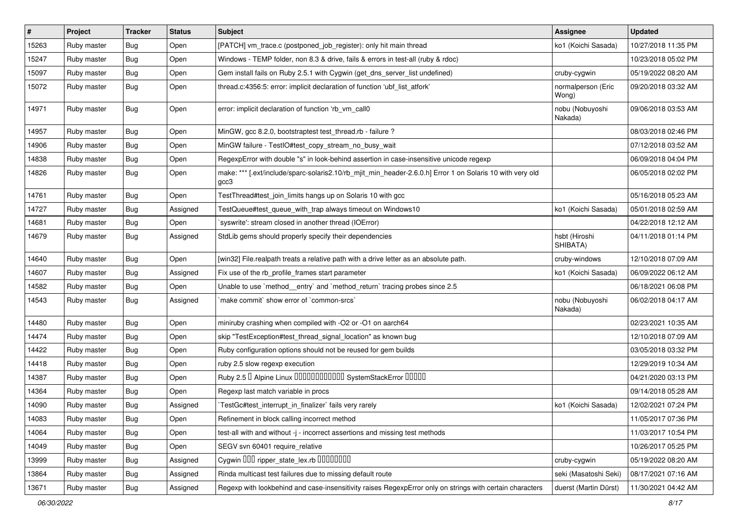| # | Project | Tracker | Status | Subject | Assignee | Updated |
|---|---|---|---|---|---|---|
| 15263 | Ruby master | Bug | Open | [PATCH] vm_trace.c (postponed_job_register): only hit main thread | ko1 (Koichi Sasada) | 10/27/2018 11:35 PM |
| 15247 | Ruby master | Bug | Open | Windows - TEMP folder, non 8.3 & drive, fails & errors in test-all (ruby & rdoc) | | 10/23/2018 05:02 PM |
| 15097 | Ruby master | Bug | Open | Gem install fails on Ruby 2.5.1 with Cygwin (get_dns_server_list undefined) | cruby-cygwin | 05/19/2022 08:20 AM |
| 15072 | Ruby master | Bug | Open | thread.c:4356:5: error: implicit declaration of function 'ubf_list_atfork' | normalperson (Eric Wong) | 09/20/2018 03:32 AM |
| 14971 | Ruby master | Bug | Open | error: implicit declaration of function 'rb_vm_call0 | nobu (Nobuyoshi Nakada) | 09/06/2018 03:53 AM |
| 14957 | Ruby master | Bug | Open | MinGW, gcc 8.2.0, bootstraptest test_thread.rb - failure ? | | 08/03/2018 02:46 PM |
| 14906 | Ruby master | Bug | Open | MinGW failure - TestIO#test_copy_stream_no_busy_wait | | 07/12/2018 03:52 AM |
| 14838 | Ruby master | Bug | Open | RegexpError with double "s" in look-behind assertion in case-insensitive unicode regexp | | 06/09/2018 04:04 PM |
| 14826 | Ruby master | Bug | Open | make: *** [.ext/include/sparc-solaris2.10/rb_mjit_min_header-2.6.0.h] Error 1 on Solaris 10 with very old gcc3 | | 06/05/2018 02:02 PM |
| 14761 | Ruby master | Bug | Open | TestThread#test_join_limits hangs up on Solaris 10 with gcc | | 05/16/2018 05:23 AM |
| 14727 | Ruby master | Bug | Assigned | TestQueue#test_queue_with_trap always timeout on Windows10 | ko1 (Koichi Sasada) | 05/01/2018 02:59 AM |
| 14681 | Ruby master | Bug | Open | `syswrite': stream closed in another thread (IOError) | | 04/22/2018 12:12 AM |
| 14679 | Ruby master | Bug | Assigned | StdLib gems should properly specify their dependencies | hsbt (Hiroshi SHIBATA) | 04/11/2018 01:14 PM |
| 14640 | Ruby master | Bug | Open | [win32] File.realpath treats a relative path with a drive letter as an absolute path. | cruby-windows | 12/10/2018 07:09 AM |
| 14607 | Ruby master | Bug | Assigned | Fix use of the rb_profile_frames start parameter | ko1 (Koichi Sasada) | 06/09/2022 06:12 AM |
| 14582 | Ruby master | Bug | Open | Unable to use `method__entry` and `method_return` tracing probes since 2.5 | | 06/18/2021 06:08 PM |
| 14543 | Ruby master | Bug | Assigned | `make commit` show error of `common-srcs` | nobu (Nobuyoshi Nakada) | 06/02/2018 04:17 AM |
| 14480 | Ruby master | Bug | Open | miniruby crashing when compiled with -O2 or -O1 on aarch64 | | 02/23/2021 10:35 AM |
| 14474 | Ruby master | Bug | Open | skip "TestException#test_thread_signal_location" as known bug | | 12/10/2018 07:09 AM |
| 14422 | Ruby master | Bug | Open | Ruby configuration options should not be reused for gem builds | | 03/05/2018 03:32 PM |
| 14418 | Ruby master | Bug | Open | ruby 2.5 slow regexp execution | | 12/29/2019 10:34 AM |
| 14387 | Ruby master | Bug | Open | Ruby 2.5 � Alpine Linux ������������ SystemStackError ����� | | 04/21/2020 03:13 PM |
| 14364 | Ruby master | Bug | Open | Regexp last match variable in procs | | 09/14/2018 05:28 AM |
| 14090 | Ruby master | Bug | Assigned | `TestGc#test_interrupt_in_finalizer` fails very rarely | ko1 (Koichi Sasada) | 12/02/2021 07:24 PM |
| 14083 | Ruby master | Bug | Open | Refinement in block calling incorrect method | | 11/05/2017 07:36 PM |
| 14064 | Ruby master | Bug | Open | test-all with and without -j - incorrect assertions and missing test methods | | 11/03/2017 10:54 PM |
| 14049 | Ruby master | Bug | Open | SEGV svn 60401 require_relative | | 10/26/2017 05:25 PM |
| 13999 | Ruby master | Bug | Assigned | Cygwin ��� ripper_state_lex.rb �������� | cruby-cygwin | 05/19/2022 08:20 AM |
| 13864 | Ruby master | Bug | Assigned | Rinda multicast test failures due to missing default route | seki (Masatoshi Seki) | 08/17/2021 07:16 AM |
| 13671 | Ruby master | Bug | Assigned | Regexp with lookbehind and case-insensitivity raises RegexpError only on strings with certain characters | duerst (Martin Dürst) | 11/30/2021 04:42 AM |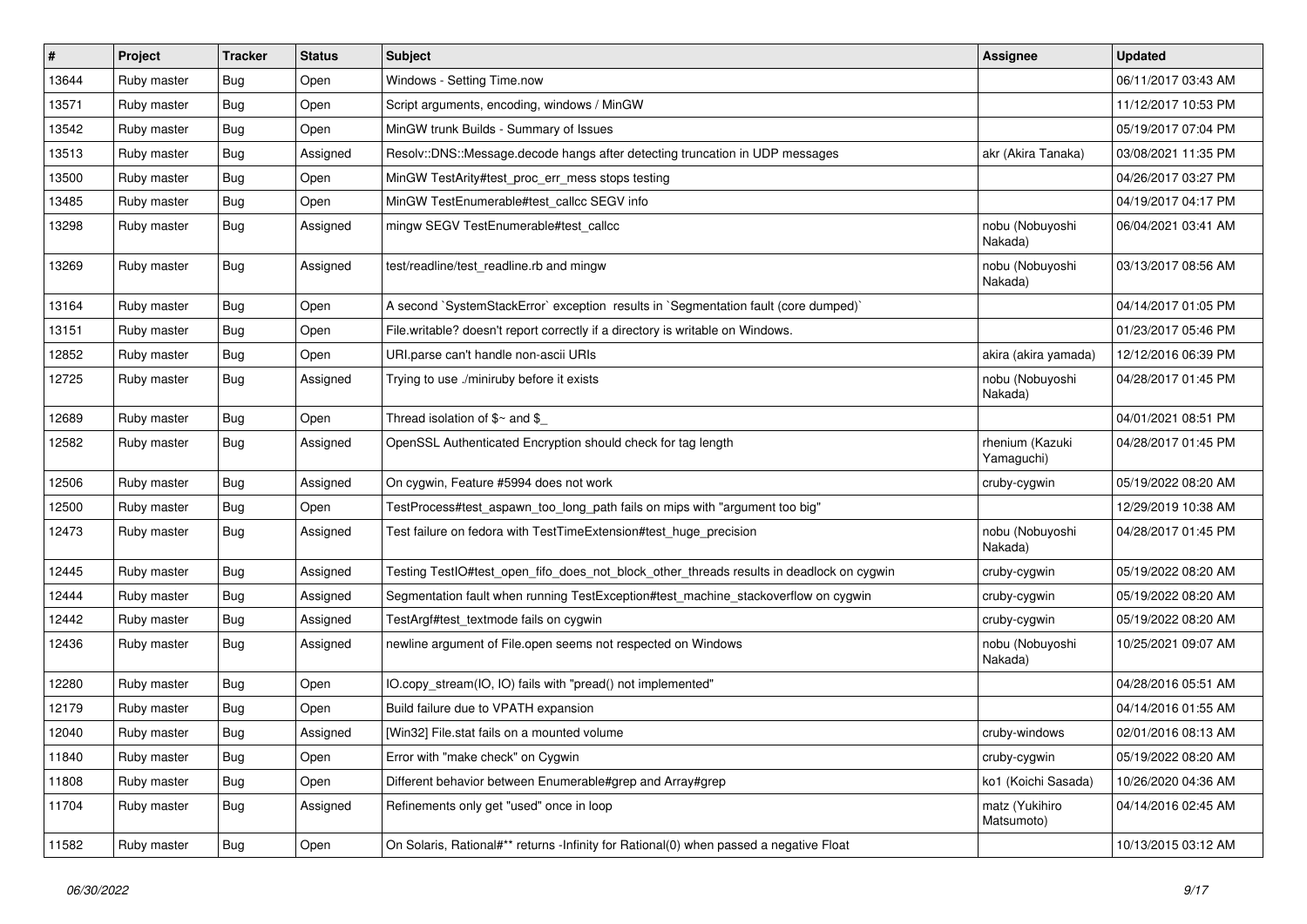| # | Project | Tracker | Status | Subject | Assignee | Updated |
|---|---|---|---|---|---|---|
| 13644 | Ruby master | Bug | Open | Windows - Setting Time.now | | 06/11/2017 03:43 AM |
| 13571 | Ruby master | Bug | Open | Script arguments, encoding, windows / MinGW | | 11/12/2017 10:53 PM |
| 13542 | Ruby master | Bug | Open | MinGW trunk Builds - Summary of Issues | | 05/19/2017 07:04 PM |
| 13513 | Ruby master | Bug | Assigned | Resolv::DNS::Message.decode hangs after detecting truncation in UDP messages | akr (Akira Tanaka) | 03/08/2021 11:35 PM |
| 13500 | Ruby master | Bug | Open | MinGW TestArity#test_proc_err_mess stops testing | | 04/26/2017 03:27 PM |
| 13485 | Ruby master | Bug | Open | MinGW TestEnumerable#test_callcc SEGV info | | 04/19/2017 04:17 PM |
| 13298 | Ruby master | Bug | Assigned | mingw SEGV TestEnumerable#test_callcc | nobu (Nobuyoshi Nakada) | 06/04/2021 03:41 AM |
| 13269 | Ruby master | Bug | Assigned | test/readline/test_readline.rb and mingw | nobu (Nobuyoshi Nakada) | 03/13/2017 08:56 AM |
| 13164 | Ruby master | Bug | Open | A second `SystemStackError` exception results in `Segmentation fault (core dumped)` | | 04/14/2017 01:05 PM |
| 13151 | Ruby master | Bug | Open | File.writable? doesn't report correctly if a directory is writable on Windows. | | 01/23/2017 05:46 PM |
| 12852 | Ruby master | Bug | Open | URI.parse can't handle non-ascii URIs | akira (akira yamada) | 12/12/2016 06:39 PM |
| 12725 | Ruby master | Bug | Assigned | Trying to use ./miniruby before it exists | nobu (Nobuyoshi Nakada) | 04/28/2017 01:45 PM |
| 12689 | Ruby master | Bug | Open | Thread isolation of $~ and $_ | | 04/01/2021 08:51 PM |
| 12582 | Ruby master | Bug | Assigned | OpenSSL Authenticated Encryption should check for tag length | rhenium (Kazuki Yamaguchi) | 04/28/2017 01:45 PM |
| 12506 | Ruby master | Bug | Assigned | On cygwin, Feature #5994 does not work | cruby-cygwin | 05/19/2022 08:20 AM |
| 12500 | Ruby master | Bug | Open | TestProcess#test_aspawn_too_long_path fails on mips with "argument too big" | | 12/29/2019 10:38 AM |
| 12473 | Ruby master | Bug | Assigned | Test failure on fedora with TestTimeExtension#test_huge_precision | nobu (Nobuyoshi Nakada) | 04/28/2017 01:45 PM |
| 12445 | Ruby master | Bug | Assigned | Testing TestIO#test_open_fifo_does_not_block_other_threads results in deadlock on cygwin | cruby-cygwin | 05/19/2022 08:20 AM |
| 12444 | Ruby master | Bug | Assigned | Segmentation fault when running TestException#test_machine_stackoverflow on cygwin | cruby-cygwin | 05/19/2022 08:20 AM |
| 12442 | Ruby master | Bug | Assigned | TestArgf#test_textmode fails on cygwin | cruby-cygwin | 05/19/2022 08:20 AM |
| 12436 | Ruby master | Bug | Assigned | newline argument of File.open seems not respected on Windows | nobu (Nobuyoshi Nakada) | 10/25/2021 09:07 AM |
| 12280 | Ruby master | Bug | Open | IO.copy_stream(IO, IO) fails with "pread() not implemented" | | 04/28/2016 05:51 AM |
| 12179 | Ruby master | Bug | Open | Build failure due to VPATH expansion | | 04/14/2016 01:55 AM |
| 12040 | Ruby master | Bug | Assigned | [Win32] File.stat fails on a mounted volume | cruby-windows | 02/01/2016 08:13 AM |
| 11840 | Ruby master | Bug | Open | Error with "make check" on Cygwin | cruby-cygwin | 05/19/2022 08:20 AM |
| 11808 | Ruby master | Bug | Open | Different behavior between Enumerable#grep and Array#grep | ko1 (Koichi Sasada) | 10/26/2020 04:36 AM |
| 11704 | Ruby master | Bug | Assigned | Refinements only get "used" once in loop | matz (Yukihiro Matsumoto) | 04/14/2016 02:45 AM |
| 11582 | Ruby master | Bug | Open | On Solaris, Rational#** returns -Infinity for Rational(0) when passed a negative Float | | 10/13/2015 03:12 AM |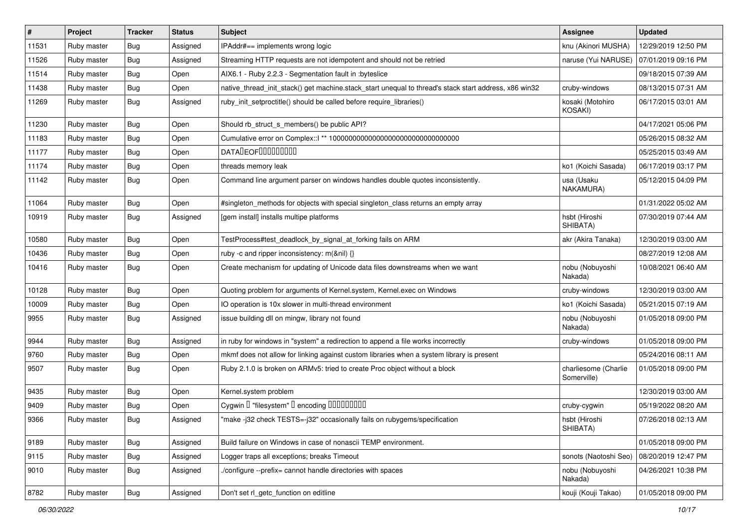| # | Project | Tracker | Status | Subject | Assignee | Updated |
|---|---|---|---|---|---|---|
| 11531 | Ruby master | Bug | Assigned | IPAddr#== implements wrong logic | knu (Akinori MUSHA) | 12/29/2019 12:50 PM |
| 11526 | Ruby master | Bug | Assigned | Streaming HTTP requests are not idempotent and should not be retried | naruse (Yui NARUSE) | 07/01/2019 09:16 PM |
| 11514 | Ruby master | Bug | Open | AIX6.1 - Ruby 2.2.3 - Segmentation fault in :byteslice | | 09/18/2015 07:39 AM |
| 11438 | Ruby master | Bug | Open | native_thread_init_stack() get machine.stack_start unequal to thread's stack start address, x86 win32 | cruby-windows | 08/13/2015 07:31 AM |
| 11269 | Ruby master | Bug | Assigned | ruby_init_setproctitle() should be called before require_libraries() | kosaki (Motohiro KOSAKI) | 06/17/2015 03:01 AM |
| 11230 | Ruby master | Bug | Open | Should rb_struct_s_members() be public API? | | 04/17/2021 05:06 PM |
| 11183 | Ruby master | Bug | Open | Cumulative error on Complex::I ** 100000000000000000000000000000000 | | 05/26/2015 08:32 AM |
| 11177 | Ruby master | Bug | Open | DATA�EOF��������� | | 05/25/2015 03:49 AM |
| 11174 | Ruby master | Bug | Open | threads memory leak | ko1 (Koichi Sasada) | 06/17/2019 03:17 PM |
| 11142 | Ruby master | Bug | Open | Command line argument parser on windows handles double quotes inconsistently. | usa (Usaku NAKAMURA) | 05/12/2015 04:09 PM |
| 11064 | Ruby master | Bug | Open | #singleton_methods for objects with special singleton_class returns an empty array | | 01/31/2022 05:02 AM |
| 10919 | Ruby master | Bug | Assigned | [gem install] installs multipe platforms | hsbt (Hiroshi SHIBATA) | 07/30/2019 07:44 AM |
| 10580 | Ruby master | Bug | Open | TestProcess#test_deadlock_by_signal_at_forking fails on ARM | akr (Akira Tanaka) | 12/30/2019 03:00 AM |
| 10436 | Ruby master | Bug | Open | ruby -c and ripper inconsistency: m(&nil) {} | | 08/27/2019 12:08 AM |
| 10416 | Ruby master | Bug | Open | Create mechanism for updating of Unicode data files downstreams when we want | nobu (Nobuyoshi Nakada) | 10/08/2021 06:40 AM |
| 10128 | Ruby master | Bug | Open | Quoting problem for arguments of Kernel.system, Kernel.exec on Windows | cruby-windows | 12/30/2019 03:00 AM |
| 10009 | Ruby master | Bug | Open | IO operation is 10x slower in multi-thread environment | ko1 (Koichi Sasada) | 05/21/2015 07:19 AM |
| 9955 | Ruby master | Bug | Assigned | issue building dll on mingw, library not found | nobu (Nobuyoshi Nakada) | 01/05/2018 09:00 PM |
| 9944 | Ruby master | Bug | Assigned | in ruby for windows in "system" a redirection to append a file works incorrectly | cruby-windows | 01/05/2018 09:00 PM |
| 9760 | Ruby master | Bug | Open | mkmf does not allow for linking against custom libraries when a system library is present | | 05/24/2016 08:11 AM |
| 9507 | Ruby master | Bug | Open | Ruby 2.1.0 is broken on ARMv5: tried to create Proc object without a block | charliesome (Charlie Somerville) | 01/05/2018 09:00 PM |
| 9435 | Ruby master | Bug | Open | Kernel.system problem | | 12/30/2019 03:00 AM |
| 9409 | Ruby master | Bug | Open | Cygwin � "filesystem" � encoding ��������� | cruby-cygwin | 05/19/2022 08:20 AM |
| 9366 | Ruby master | Bug | Assigned | "make -j32 check TESTS=-j32" occasionally fails on rubygems/specification | hsbt (Hiroshi SHIBATA) | 07/26/2018 02:13 AM |
| 9189 | Ruby master | Bug | Assigned | Build failure on Windows in case of nonascii TEMP environment. | | 01/05/2018 09:00 PM |
| 9115 | Ruby master | Bug | Assigned | Logger traps all exceptions; breaks Timeout | sonots (Naotoshi Seo) | 08/20/2019 12:47 PM |
| 9010 | Ruby master | Bug | Assigned | ./configure --prefix= cannot handle directories with spaces | nobu (Nobuyoshi Nakada) | 04/26/2021 10:38 PM |
| 8782 | Ruby master | Bug | Assigned | Don't set rl_getc_function on editline | kouji (Kouji Takao) | 01/05/2018 09:00 PM |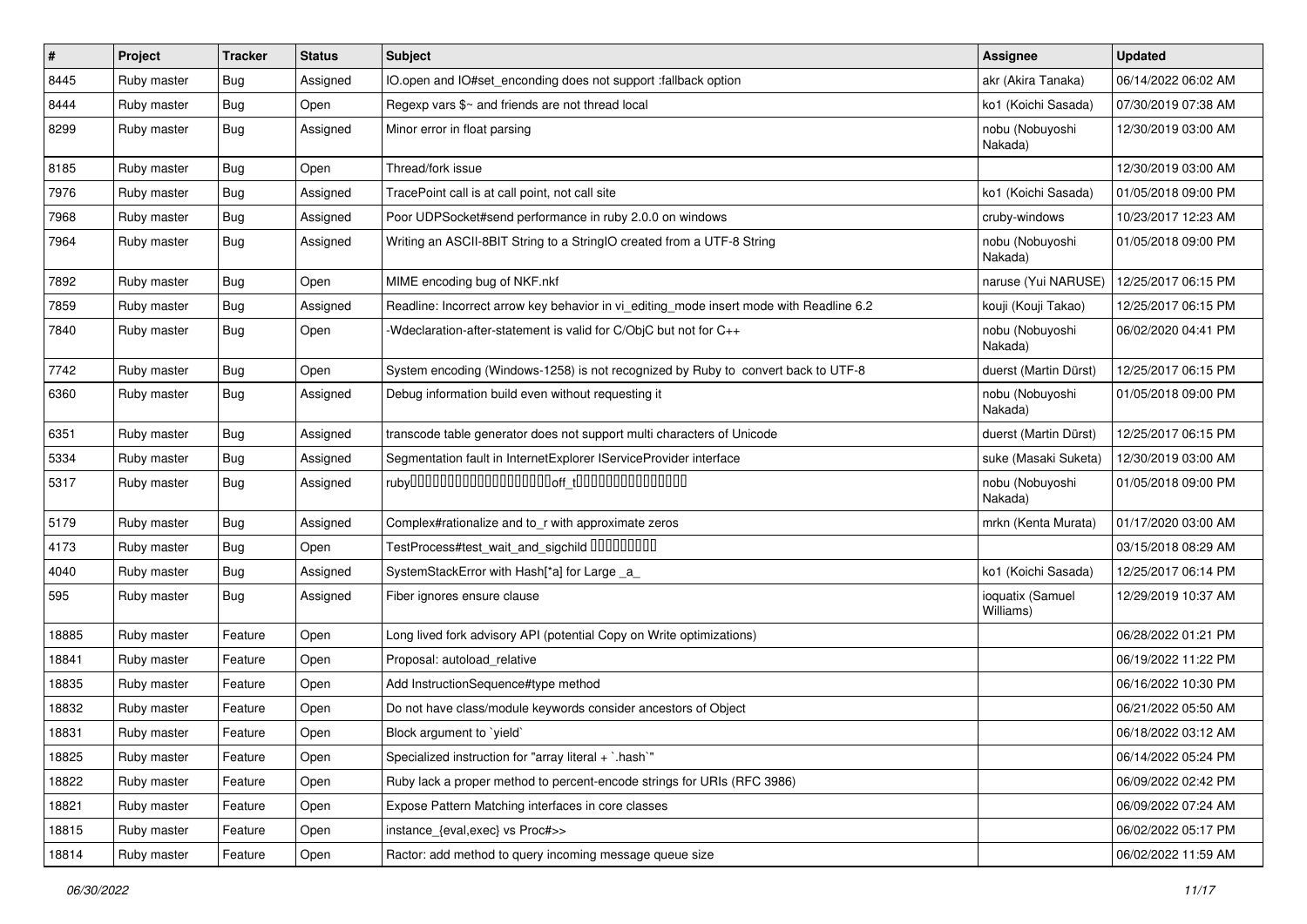| # | Project | Tracker | Status | Subject | Assignee | Updated |
|---|---|---|---|---|---|---|
| 8445 | Ruby master | Bug | Assigned | IO.open and IO#set_enconding does not support :fallback option | akr (Akira Tanaka) | 06/14/2022 06:02 AM |
| 8444 | Ruby master | Bug | Open | Regexp vars $~ and friends are not thread local | ko1 (Koichi Sasada) | 07/30/2019 07:38 AM |
| 8299 | Ruby master | Bug | Assigned | Minor error in float parsing | nobu (Nobuyoshi Nakada) | 12/30/2019 03:00 AM |
| 8185 | Ruby master | Bug | Open | Thread/fork issue | | 12/30/2019 03:00 AM |
| 7976 | Ruby master | Bug | Assigned | TracePoint call is at call point, not call site | ko1 (Koichi Sasada) | 01/05/2018 09:00 PM |
| 7968 | Ruby master | Bug | Assigned | Poor UDPSocket#send performance in ruby 2.0.0 on windows | cruby-windows | 10/23/2017 12:23 AM |
| 7964 | Ruby master | Bug | Assigned | Writing an ASCII-8BIT String to a StringIO created from a UTF-8 String | nobu (Nobuyoshi Nakada) | 01/05/2018 09:00 PM |
| 7892 | Ruby master | Bug | Open | MIME encoding bug of NKF.nkf | naruse (Yui NARUSE) | 12/25/2017 06:15 PM |
| 7859 | Ruby master | Bug | Assigned | Readline: Incorrect arrow key behavior in vi_editing_mode insert mode with Readline 6.2 | kouji (Kouji Takao) | 12/25/2017 06:15 PM |
| 7840 | Ruby master | Bug | Open | -Wdeclaration-after-statement is valid for C/ObjC but not for C++ | nobu (Nobuyoshi Nakada) | 06/02/2020 04:41 PM |
| 7742 | Ruby master | Bug | Open | System encoding (Windows-1258) is not recognized by Ruby to convert back to UTF-8 | duerst (Martin Dürst) | 12/25/2017 06:15 PM |
| 6360 | Ruby master | Bug | Assigned | Debug information build even without requesting it | nobu (Nobuyoshi Nakada) | 01/05/2018 09:00 PM |
| 6351 | Ruby master | Bug | Assigned | transcode table generator does not support multi characters of Unicode | duerst (Martin Dürst) | 12/25/2017 06:15 PM |
| 5334 | Ruby master | Bug | Assigned | Segmentation fault in InternetExplorer IServiceProvider interface | suke (Masaki Suketa) | 12/30/2019 03:00 AM |
| 5317 | Ruby master | Bug | Assigned | ruby□□□□□□□□□□□□□□□□□□□off_t□□□□□□□□□□□□□□□ | nobu (Nobuyoshi Nakada) | 01/05/2018 09:00 PM |
| 5179 | Ruby master | Bug | Assigned | Complex#rationalize and to_r with approximate zeros | mrkn (Kenta Murata) | 01/17/2020 03:00 AM |
| 4173 | Ruby master | Bug | Open | TestProcess#test_wait_and_sigchild □□□□□□□□□ | | 03/15/2018 08:29 AM |
| 4040 | Ruby master | Bug | Assigned | SystemStackError with Hash[*a] for Large _a_ | ko1 (Koichi Sasada) | 12/25/2017 06:14 PM |
| 595 | Ruby master | Bug | Assigned | Fiber ignores ensure clause | ioquatix (Samuel Williams) | 12/29/2019 10:37 AM |
| 18885 | Ruby master | Feature | Open | Long lived fork advisory API (potential Copy on Write optimizations) | | 06/28/2022 01:21 PM |
| 18841 | Ruby master | Feature | Open | Proposal: autoload_relative | | 06/19/2022 11:22 PM |
| 18835 | Ruby master | Feature | Open | Add InstructionSequence#type method | | 06/16/2022 10:30 PM |
| 18832 | Ruby master | Feature | Open | Do not have class/module keywords consider ancestors of Object | | 06/21/2022 05:50 AM |
| 18831 | Ruby master | Feature | Open | Block argument to `yield` | | 06/18/2022 03:12 AM |
| 18825 | Ruby master | Feature | Open | Specialized instruction for "array literal + `.hash`" | | 06/14/2022 05:24 PM |
| 18822 | Ruby master | Feature | Open | Ruby lack a proper method to percent-encode strings for URIs (RFC 3986) | | 06/09/2022 02:42 PM |
| 18821 | Ruby master | Feature | Open | Expose Pattern Matching interfaces in core classes | | 06/09/2022 07:24 AM |
| 18815 | Ruby master | Feature | Open | instance_{eval,exec} vs Proc#>> | | 06/02/2022 05:17 PM |
| 18814 | Ruby master | Feature | Open | Ractor: add method to query incoming message queue size | | 06/02/2022 11:59 AM |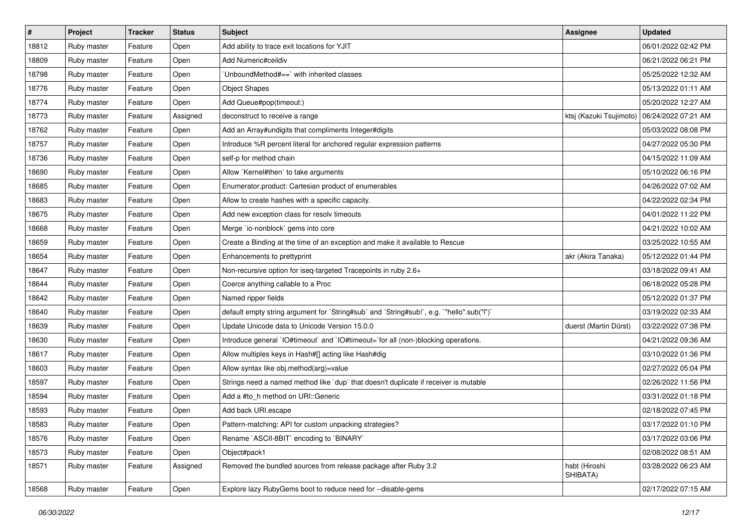| # | Project | Tracker | Status | Subject | Assignee | Updated |
|---|---|---|---|---|---|---|
| 18812 | Ruby master | Feature | Open | Add ability to trace exit locations for YJIT | | 06/01/2022 02:42 PM |
| 18809 | Ruby master | Feature | Open | Add Numeric#ceildiv | | 06/21/2022 06:21 PM |
| 18798 | Ruby master | Feature | Open | `UnboundMethod#==` with inherited classes | | 05/25/2022 12:32 AM |
| 18776 | Ruby master | Feature | Open | Object Shapes | | 05/13/2022 01:11 AM |
| 18774 | Ruby master | Feature | Open | Add Queue#pop(timeout:) | | 05/20/2022 12:27 AM |
| 18773 | Ruby master | Feature | Assigned | deconstruct to receive a range | ktsj (Kazuki Tsujimoto) | 06/24/2022 07:21 AM |
| 18762 | Ruby master | Feature | Open | Add an Array#undigits that compliments Integer#digits | | 05/03/2022 08:08 PM |
| 18757 | Ruby master | Feature | Open | Introduce %R percent literal for anchored regular expression patterns | | 04/27/2022 05:30 PM |
| 18736 | Ruby master | Feature | Open | self-p for method chain | | 04/15/2022 11:09 AM |
| 18690 | Ruby master | Feature | Open | Allow `Kernel#then` to take arguments | | 05/10/2022 06:16 PM |
| 18685 | Ruby master | Feature | Open | Enumerator.product: Cartesian product of enumerables | | 04/26/2022 07:02 AM |
| 18683 | Ruby master | Feature | Open | Allow to create hashes with a specific capacity. | | 04/22/2022 02:34 PM |
| 18675 | Ruby master | Feature | Open | Add new exception class for resolv timeouts | | 04/01/2022 11:22 PM |
| 18668 | Ruby master | Feature | Open | Merge `io-nonblock` gems into core | | 04/21/2022 10:02 AM |
| 18659 | Ruby master | Feature | Open | Create a Binding at the time of an exception and make it available to Rescue | | 03/25/2022 10:55 AM |
| 18654 | Ruby master | Feature | Open | Enhancements to prettyprint | akr (Akira Tanaka) | 05/12/2022 01:44 PM |
| 18647 | Ruby master | Feature | Open | Non-recursive option for iseq-targeted Tracepoints in ruby 2.6+ | | 03/18/2022 09:41 AM |
| 18644 | Ruby master | Feature | Open | Coerce anything callable to a Proc | | 06/18/2022 05:28 PM |
| 18642 | Ruby master | Feature | Open | Named ripper fields | | 05/12/2022 01:37 PM |
| 18640 | Ruby master | Feature | Open | default empty string argument for `String#sub` and `String#sub!`, e.g. `"hello".sub("l")` | | 03/19/2022 02:33 AM |
| 18639 | Ruby master | Feature | Open | Update Unicode data to Unicode Version 15.0.0 | duerst (Martin Dürst) | 03/22/2022 07:38 PM |
| 18630 | Ruby master | Feature | Open | Introduce general `IO#timeout` and `IO#timeout=`for all (non-)blocking operations. | | 04/21/2022 09:36 AM |
| 18617 | Ruby master | Feature | Open | Allow multiples keys in Hash#[] acting like Hash#dig | | 03/10/2022 01:36 PM |
| 18603 | Ruby master | Feature | Open | Allow syntax like obj.method(arg)=value | | 02/27/2022 05:04 PM |
| 18597 | Ruby master | Feature | Open | Strings need a named method like `dup` that doesn't duplicate if receiver is mutable | | 02/26/2022 11:56 PM |
| 18594 | Ruby master | Feature | Open | Add a #to_h method on URI::Generic | | 03/31/2022 01:18 PM |
| 18593 | Ruby master | Feature | Open | Add back URI.escape | | 02/18/2022 07:45 PM |
| 18583 | Ruby master | Feature | Open | Pattern-matching: API for custom unpacking strategies? | | 03/17/2022 01:10 PM |
| 18576 | Ruby master | Feature | Open | Rename `ASCII-8BIT` encoding to `BINARY` | | 03/17/2022 03:06 PM |
| 18573 | Ruby master | Feature | Open | Object#pack1 | | 02/08/2022 08:51 AM |
| 18571 | Ruby master | Feature | Assigned | Removed the bundled sources from release package after Ruby 3.2 | hsbt (Hiroshi SHIBATA) | 03/28/2022 06:23 AM |
| 18568 | Ruby master | Feature | Open | Explore lazy RubyGems boot to reduce need for --disable-gems | | 02/17/2022 07:15 AM |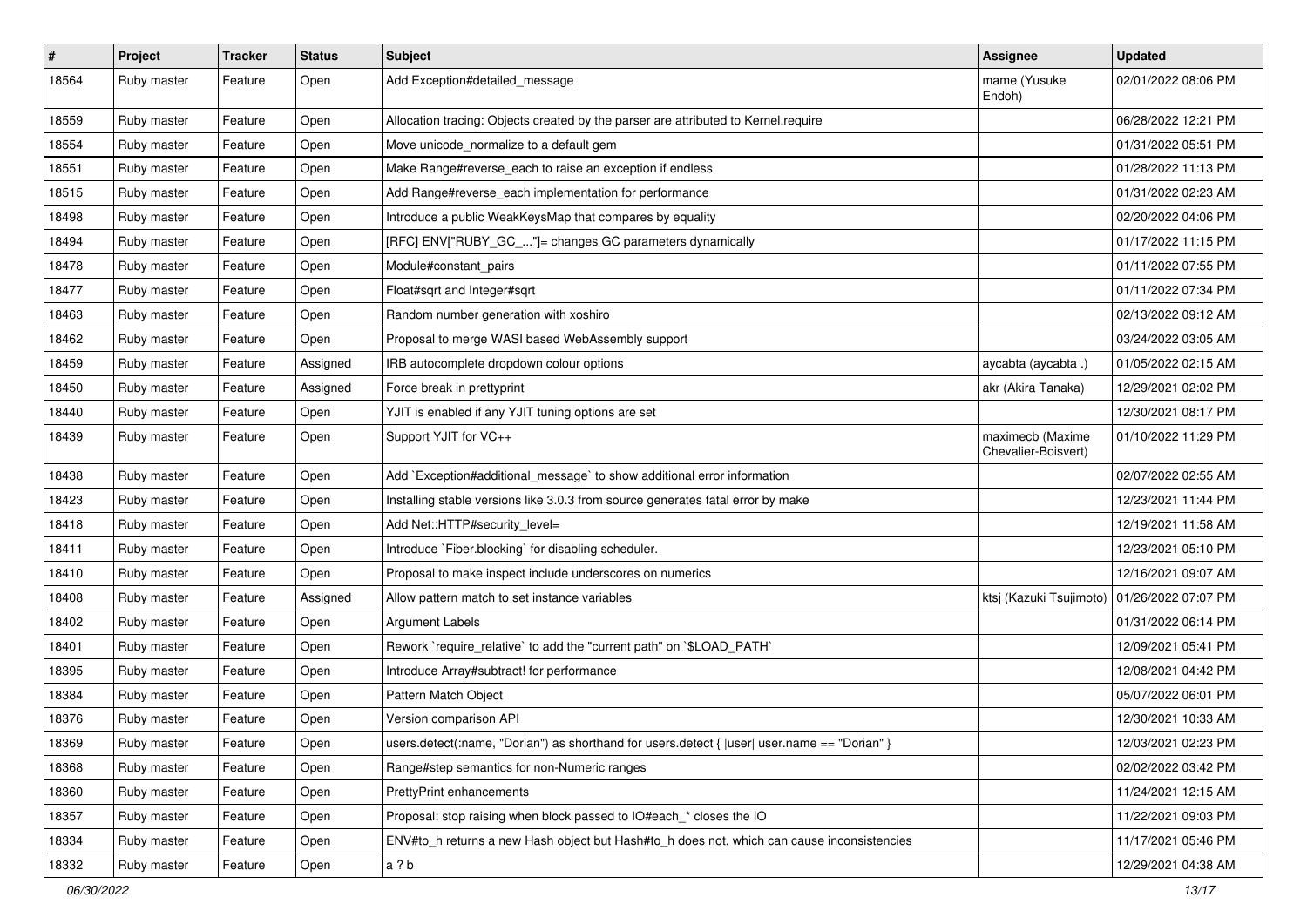| # | Project | Tracker | Status | Subject | Assignee | Updated |
|---|---|---|---|---|---|---|
| 18564 | Ruby master | Feature | Open | Add Exception#detailed_message | mame (Yusuke Endoh) | 02/01/2022 08:06 PM |
| 18559 | Ruby master | Feature | Open | Allocation tracing: Objects created by the parser are attributed to Kernel.require | | 06/28/2022 12:21 PM |
| 18554 | Ruby master | Feature | Open | Move unicode_normalize to a default gem | | 01/31/2022 05:51 PM |
| 18551 | Ruby master | Feature | Open | Make Range#reverse_each to raise an exception if endless | | 01/28/2022 11:13 PM |
| 18515 | Ruby master | Feature | Open | Add Range#reverse_each implementation for performance | | 01/31/2022 02:23 AM |
| 18498 | Ruby master | Feature | Open | Introduce a public WeakKeysMap that compares by equality | | 02/20/2022 04:06 PM |
| 18494 | Ruby master | Feature | Open | [RFC] ENV["RUBY_GC_..."]= changes GC parameters dynamically | | 01/17/2022 11:15 PM |
| 18478 | Ruby master | Feature | Open | Module#constant_pairs | | 01/11/2022 07:55 PM |
| 18477 | Ruby master | Feature | Open | Float#sqrt and Integer#sqrt | | 01/11/2022 07:34 PM |
| 18463 | Ruby master | Feature | Open | Random number generation with xoshiro | | 02/13/2022 09:12 AM |
| 18462 | Ruby master | Feature | Open | Proposal to merge WASI based WebAssembly support | | 03/24/2022 03:05 AM |
| 18459 | Ruby master | Feature | Assigned | IRB autocomplete dropdown colour options | aycabta (aycabta .) | 01/05/2022 02:15 AM |
| 18450 | Ruby master | Feature | Assigned | Force break in prettyprint | akr (Akira Tanaka) | 12/29/2021 02:02 PM |
| 18440 | Ruby master | Feature | Open | YJIT is enabled if any YJIT tuning options are set | | 12/30/2021 08:17 PM |
| 18439 | Ruby master | Feature | Open | Support YJIT for VC++ | maximecb (Maxime Chevalier-Boisvert) | 01/10/2022 11:29 PM |
| 18438 | Ruby master | Feature | Open | Add `Exception#additional_message` to show additional error information | | 02/07/2022 02:55 AM |
| 18423 | Ruby master | Feature | Open | Installing stable versions like 3.0.3 from source generates fatal error by make | | 12/23/2021 11:44 PM |
| 18418 | Ruby master | Feature | Open | Add Net::HTTP#security_level= | | 12/19/2021 11:58 AM |
| 18411 | Ruby master | Feature | Open | Introduce `Fiber.blocking` for disabling scheduler. | | 12/23/2021 05:10 PM |
| 18410 | Ruby master | Feature | Open | Proposal to make inspect include underscores on numerics | | 12/16/2021 09:07 AM |
| 18408 | Ruby master | Feature | Assigned | Allow pattern match to set instance variables | ktsj (Kazuki Tsujimoto) | 01/26/2022 07:07 PM |
| 18402 | Ruby master | Feature | Open | Argument Labels | | 01/31/2022 06:14 PM |
| 18401 | Ruby master | Feature | Open | Rework `require_relative` to add the "current path" on `$LOAD_PATH` | | 12/09/2021 05:41 PM |
| 18395 | Ruby master | Feature | Open | Introduce Array#subtract! for performance | | 12/08/2021 04:42 PM |
| 18384 | Ruby master | Feature | Open | Pattern Match Object | | 05/07/2022 06:01 PM |
| 18376 | Ruby master | Feature | Open | Version comparison API | | 12/30/2021 10:33 AM |
| 18369 | Ruby master | Feature | Open | users.detect(:name, "Dorian") as shorthand for users.detect { \|user\| user.name == "Dorian" } | | 12/03/2021 02:23 PM |
| 18368 | Ruby master | Feature | Open | Range#step semantics for non-Numeric ranges | | 02/02/2022 03:42 PM |
| 18360 | Ruby master | Feature | Open | PrettyPrint enhancements | | 11/24/2021 12:15 AM |
| 18357 | Ruby master | Feature | Open | Proposal: stop raising when block passed to IO#each_* closes the IO | | 11/22/2021 09:03 PM |
| 18334 | Ruby master | Feature | Open | ENV#to_h returns a new Hash object but Hash#to_h does not, which can cause inconsistencies | | 11/17/2021 05:46 PM |
| 18332 | Ruby master | Feature | Open | a ? b | | 12/29/2021 04:38 AM |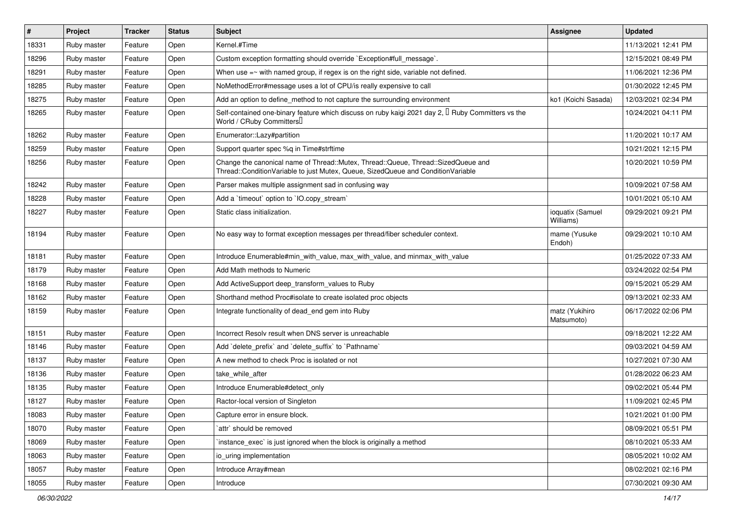| # | Project | Tracker | Status | Subject | Assignee | Updated |
|---|---|---|---|---|---|---|
| 18331 | Ruby master | Feature | Open | Kernel.#Time | | 11/13/2021 12:41 PM |
| 18296 | Ruby master | Feature | Open | Custom exception formatting should override `Exception#full_message`. | | 12/15/2021 08:49 PM |
| 18291 | Ruby master | Feature | Open | When use =~ with named group, if regex is on the right side, variable not defined. | | 11/06/2021 12:36 PM |
| 18285 | Ruby master | Feature | Open | NoMethodError#message uses a lot of CPU/is really expensive to call | | 01/30/2022 12:45 PM |
| 18275 | Ruby master | Feature | Open | Add an option to define_method to not capture the surrounding environment | ko1 (Koichi Sasada) | 12/03/2021 02:34 PM |
| 18265 | Ruby master | Feature | Open | Self-contained one-binary feature which discuss on ruby kaigi 2021 day 2, 「Ruby Committers vs the World / CRuby Committers」 | | 10/24/2021 04:11 PM |
| 18262 | Ruby master | Feature | Open | Enumerator::Lazy#partition | | 11/20/2021 10:17 AM |
| 18259 | Ruby master | Feature | Open | Support quarter spec %q in Time#strftime | | 10/21/2021 12:15 PM |
| 18256 | Ruby master | Feature | Open | Change the canonical name of Thread::Mutex, Thread::Queue, Thread::SizedQueue and Thread::ConditionVariable to just Mutex, Queue, SizedQueue and ConditionVariable | | 10/20/2021 10:59 PM |
| 18242 | Ruby master | Feature | Open | Parser makes multiple assignment sad in confusing way | | 10/09/2021 07:58 AM |
| 18228 | Ruby master | Feature | Open | Add a `timeout` option to `IO.copy_stream` | | 10/01/2021 05:10 AM |
| 18227 | Ruby master | Feature | Open | Static class initialization. | ioquatix (Samuel Williams) | 09/29/2021 09:21 PM |
| 18194 | Ruby master | Feature | Open | No easy way to format exception messages per thread/fiber scheduler context. | mame (Yusuke Endoh) | 09/29/2021 10:10 AM |
| 18181 | Ruby master | Feature | Open | Introduce Enumerable#min_with_value, max_with_value, and minmax_with_value | | 01/25/2022 07:33 AM |
| 18179 | Ruby master | Feature | Open | Add Math methods to Numeric | | 03/24/2022 02:54 PM |
| 18168 | Ruby master | Feature | Open | Add ActiveSupport deep_transform_values to Ruby | | 09/15/2021 05:29 AM |
| 18162 | Ruby master | Feature | Open | Shorthand method Proc#isolate to create isolated proc objects | | 09/13/2021 02:33 AM |
| 18159 | Ruby master | Feature | Open | Integrate functionality of dead_end gem into Ruby | matz (Yukihiro Matsumoto) | 06/17/2022 02:06 PM |
| 18151 | Ruby master | Feature | Open | Incorrect Resolv result when DNS server is unreachable | | 09/18/2021 12:22 AM |
| 18146 | Ruby master | Feature | Open | Add `delete_prefix` and `delete_suffix` to `Pathname` | | 09/03/2021 04:59 AM |
| 18137 | Ruby master | Feature | Open | A new method to check Proc is isolated or not | | 10/27/2021 07:30 AM |
| 18136 | Ruby master | Feature | Open | take_while_after | | 01/28/2022 06:23 AM |
| 18135 | Ruby master | Feature | Open | Introduce Enumerable#detect_only | | 09/02/2021 05:44 PM |
| 18127 | Ruby master | Feature | Open | Ractor-local version of Singleton | | 11/09/2021 02:45 PM |
| 18083 | Ruby master | Feature | Open | Capture error in ensure block. | | 10/21/2021 01:00 PM |
| 18070 | Ruby master | Feature | Open | `attr` should be removed | | 08/09/2021 05:51 PM |
| 18069 | Ruby master | Feature | Open | `instance_exec` is just ignored when the block is originally a method | | 08/10/2021 05:33 AM |
| 18063 | Ruby master | Feature | Open | io_uring implementation | | 08/05/2021 10:02 AM |
| 18057 | Ruby master | Feature | Open | Introduce Array#mean | | 08/02/2021 02:16 PM |
| 18055 | Ruby master | Feature | Open | Introduce | | 07/30/2021 09:30 AM |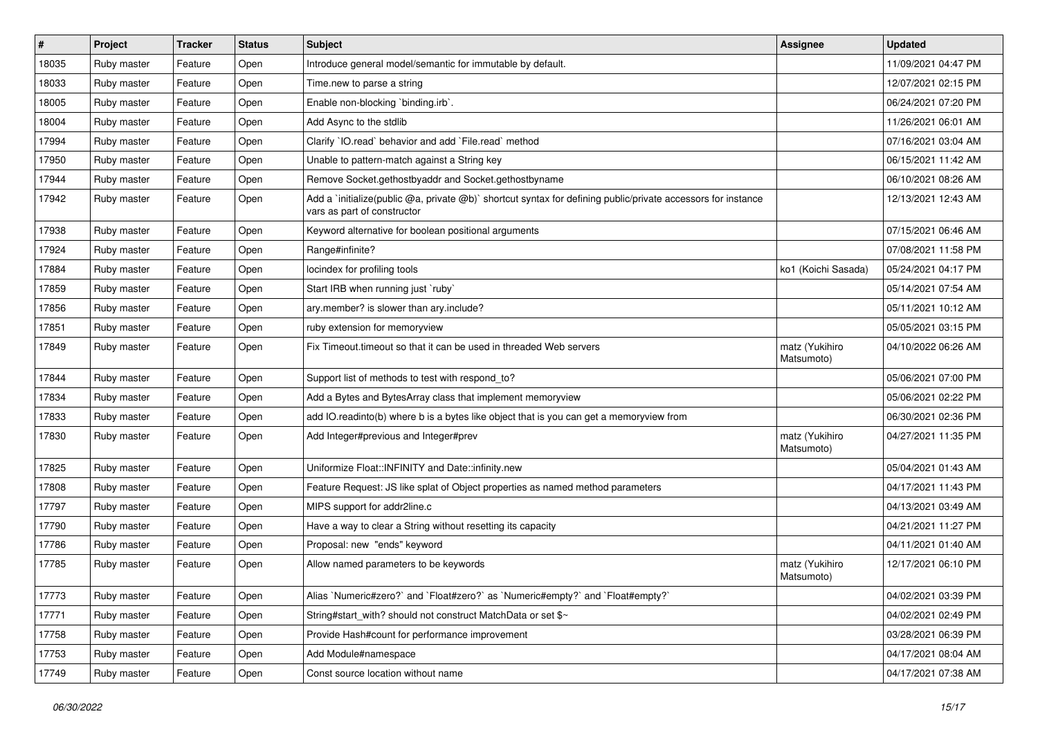| # | Project | Tracker | Status | Subject | Assignee | Updated |
|---|---|---|---|---|---|---|
| 18035 | Ruby master | Feature | Open | Introduce general model/semantic for immutable by default. | | 11/09/2021 04:47 PM |
| 18033 | Ruby master | Feature | Open | Time.new to parse a string | | 12/07/2021 02:15 PM |
| 18005 | Ruby master | Feature | Open | Enable non-blocking `binding.irb`. | | 06/24/2021 07:20 PM |
| 18004 | Ruby master | Feature | Open | Add Async to the stdlib | | 11/26/2021 06:01 AM |
| 17994 | Ruby master | Feature | Open | Clarify `IO.read` behavior and add `File.read` method | | 07/16/2021 03:04 AM |
| 17950 | Ruby master | Feature | Open | Unable to pattern-match against a String key | | 06/15/2021 11:42 AM |
| 17944 | Ruby master | Feature | Open | Remove Socket.gethostbyaddr and Socket.gethostbyname | | 06/10/2021 08:26 AM |
| 17942 | Ruby master | Feature | Open | Add a `initialize(public @a, private @b)` shortcut syntax for defining public/private accessors for instance vars as part of constructor | | 12/13/2021 12:43 AM |
| 17938 | Ruby master | Feature | Open | Keyword alternative for boolean positional arguments | | 07/15/2021 06:46 AM |
| 17924 | Ruby master | Feature | Open | Range#infinite? | | 07/08/2021 11:58 PM |
| 17884 | Ruby master | Feature | Open | locindex for profiling tools | ko1 (Koichi Sasada) | 05/24/2021 04:17 PM |
| 17859 | Ruby master | Feature | Open | Start IRB when running just `ruby` | | 05/14/2021 07:54 AM |
| 17856 | Ruby master | Feature | Open | ary.member? is slower than ary.include? | | 05/11/2021 10:12 AM |
| 17851 | Ruby master | Feature | Open | ruby extension for memoryview | | 05/05/2021 03:15 PM |
| 17849 | Ruby master | Feature | Open | Fix Timeout.timeout so that it can be used in threaded Web servers | matz (Yukihiro Matsumoto) | 04/10/2022 06:26 AM |
| 17844 | Ruby master | Feature | Open | Support list of methods to test with respond_to? | | 05/06/2021 07:00 PM |
| 17834 | Ruby master | Feature | Open | Add a Bytes and BytesArray class that implement memoryview | | 05/06/2021 02:22 PM |
| 17833 | Ruby master | Feature | Open | add IO.readinto(b) where b is a bytes like object that is you can get a memoryview from | | 06/30/2021 02:36 PM |
| 17830 | Ruby master | Feature | Open | Add Integer#previous and Integer#prev | matz (Yukihiro Matsumoto) | 04/27/2021 11:35 PM |
| 17825 | Ruby master | Feature | Open | Uniformize Float::INFINITY and Date::infinity.new | | 05/04/2021 01:43 AM |
| 17808 | Ruby master | Feature | Open | Feature Request: JS like splat of Object properties as named method parameters | | 04/17/2021 11:43 PM |
| 17797 | Ruby master | Feature | Open | MIPS support for addr2line.c | | 04/13/2021 03:49 AM |
| 17790 | Ruby master | Feature | Open | Have a way to clear a String without resetting its capacity | | 04/21/2021 11:27 PM |
| 17786 | Ruby master | Feature | Open | Proposal: new "ends" keyword | | 04/11/2021 01:40 AM |
| 17785 | Ruby master | Feature | Open | Allow named parameters to be keywords | matz (Yukihiro Matsumoto) | 12/17/2021 06:10 PM |
| 17773 | Ruby master | Feature | Open | Alias `Numeric#zero?` and `Float#zero?` as `Numeric#empty?` and `Float#empty?` | | 04/02/2021 03:39 PM |
| 17771 | Ruby master | Feature | Open | String#start_with? should not construct MatchData or set $~ | | 04/02/2021 02:49 PM |
| 17758 | Ruby master | Feature | Open | Provide Hash#count for performance improvement | | 03/28/2021 06:39 PM |
| 17753 | Ruby master | Feature | Open | Add Module#namespace | | 04/17/2021 08:04 AM |
| 17749 | Ruby master | Feature | Open | Const source location without name | | 04/17/2021 07:38 AM |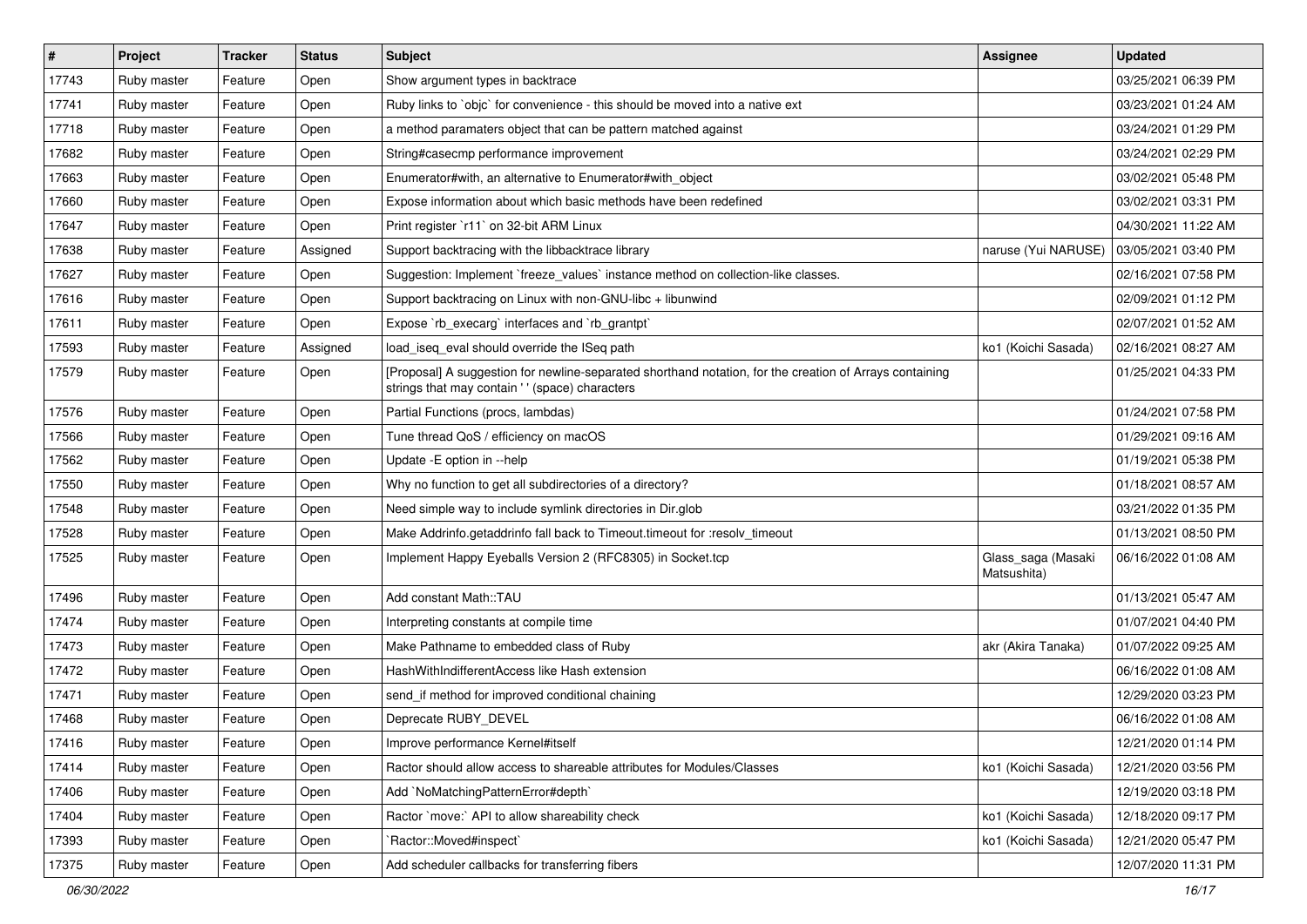| # | Project | Tracker | Status | Subject | Assignee | Updated |
|---|---|---|---|---|---|---|
| 17743 | Ruby master | Feature | Open | Show argument types in backtrace | | 03/25/2021 06:39 PM |
| 17741 | Ruby master | Feature | Open | Ruby links to `objc` for convenience - this should be moved into a native ext | | 03/23/2021 01:24 AM |
| 17718 | Ruby master | Feature | Open | a method paramaters object that can be pattern matched against | | 03/24/2021 01:29 PM |
| 17682 | Ruby master | Feature | Open | String#casecmp performance improvement | | 03/24/2021 02:29 PM |
| 17663 | Ruby master | Feature | Open | Enumerator#with, an alternative to Enumerator#with_object | | 03/02/2021 05:48 PM |
| 17660 | Ruby master | Feature | Open | Expose information about which basic methods have been redefined | | 03/02/2021 03:31 PM |
| 17647 | Ruby master | Feature | Open | Print register `r11` on 32-bit ARM Linux | | 04/30/2021 11:22 AM |
| 17638 | Ruby master | Feature | Assigned | Support backtracing with the libbacktrace library | naruse (Yui NARUSE) | 03/05/2021 03:40 PM |
| 17627 | Ruby master | Feature | Open | Suggestion: Implement `freeze_values` instance method on collection-like classes. | | 02/16/2021 07:58 PM |
| 17616 | Ruby master | Feature | Open | Support backtracing on Linux with non-GNU-libc + libunwind | | 02/09/2021 01:12 PM |
| 17611 | Ruby master | Feature | Open | Expose `rb_execarg` interfaces and `rb_grantpt` | | 02/07/2021 01:52 AM |
| 17593 | Ruby master | Feature | Assigned | load_iseq_eval should override the ISeq path | ko1 (Koichi Sasada) | 02/16/2021 08:27 AM |
| 17579 | Ruby master | Feature | Open | [Proposal] A suggestion for newline-separated shorthand notation, for the creation of Arrays containing strings that may contain ' ' (space) characters | | 01/25/2021 04:33 PM |
| 17576 | Ruby master | Feature | Open | Partial Functions (procs, lambdas) | | 01/24/2021 07:58 PM |
| 17566 | Ruby master | Feature | Open | Tune thread QoS / efficiency on macOS | | 01/29/2021 09:16 AM |
| 17562 | Ruby master | Feature | Open | Update -E option in --help | | 01/19/2021 05:38 PM |
| 17550 | Ruby master | Feature | Open | Why no function to get all subdirectories of a directory? | | 01/18/2021 08:57 AM |
| 17548 | Ruby master | Feature | Open | Need simple way to include symlink directories in Dir.glob | | 03/21/2022 01:35 PM |
| 17528 | Ruby master | Feature | Open | Make Addrinfo.getaddrinfo fall back to Timeout.timeout for :resolv_timeout | | 01/13/2021 08:50 PM |
| 17525 | Ruby master | Feature | Open | Implement Happy Eyeballs Version 2 (RFC8305) in Socket.tcp | Glass_saga (Masaki Matsushita) | 06/16/2022 01:08 AM |
| 17496 | Ruby master | Feature | Open | Add constant Math::TAU | | 01/13/2021 05:47 AM |
| 17474 | Ruby master | Feature | Open | Interpreting constants at compile time | | 01/07/2021 04:40 PM |
| 17473 | Ruby master | Feature | Open | Make Pathname to embedded class of Ruby | akr (Akira Tanaka) | 01/07/2022 09:25 AM |
| 17472 | Ruby master | Feature | Open | HashWithIndifferentAccess like Hash extension | | 06/16/2022 01:08 AM |
| 17471 | Ruby master | Feature | Open | send_if method for improved conditional chaining | | 12/29/2020 03:23 PM |
| 17468 | Ruby master | Feature | Open | Deprecate RUBY_DEVEL | | 06/16/2022 01:08 AM |
| 17416 | Ruby master | Feature | Open | Improve performance Kernel#itself | | 12/21/2020 01:14 PM |
| 17414 | Ruby master | Feature | Open | Ractor should allow access to shareable attributes for Modules/Classes | ko1 (Koichi Sasada) | 12/21/2020 03:56 PM |
| 17406 | Ruby master | Feature | Open | Add `NoMatchingPatternError#depth` | | 12/19/2020 03:18 PM |
| 17404 | Ruby master | Feature | Open | Ractor `move:` API to allow shareability check | ko1 (Koichi Sasada) | 12/18/2020 09:17 PM |
| 17393 | Ruby master | Feature | Open | `Ractor::Moved#inspect` | ko1 (Koichi Sasada) | 12/21/2020 05:47 PM |
| 17375 | Ruby master | Feature | Open | Add scheduler callbacks for transferring fibers | | 12/07/2020 11:31 PM |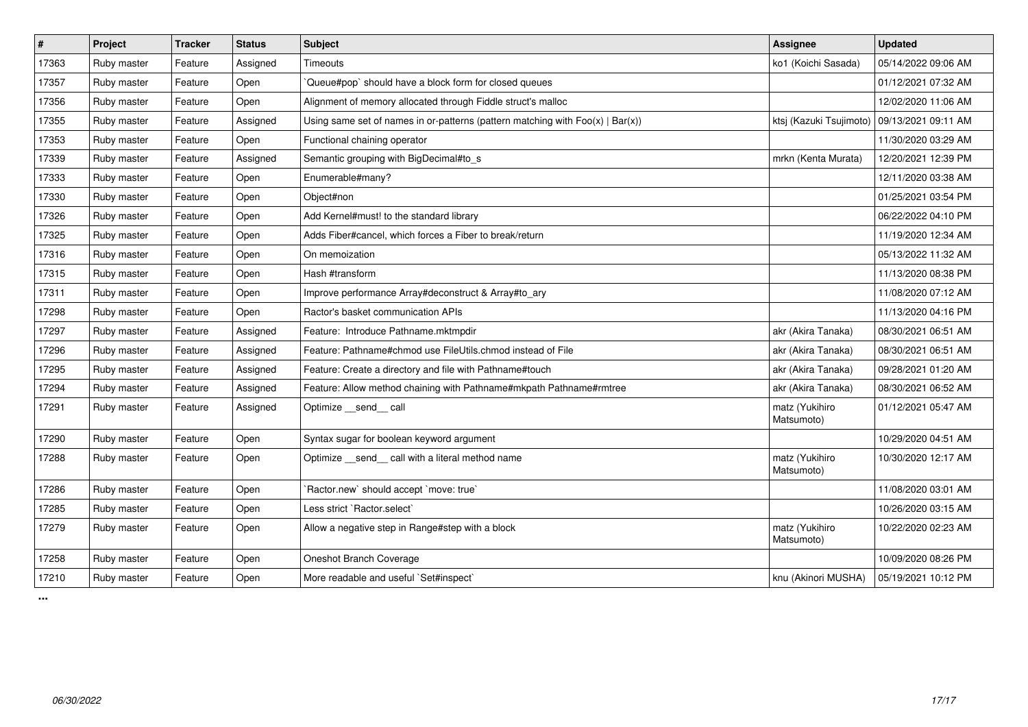| # | Project | Tracker | Status | Subject | Assignee | Updated |
|---|---|---|---|---|---|---|
| 17363 | Ruby master | Feature | Assigned | Timeouts | ko1 (Koichi Sasada) | 05/14/2022 09:06 AM |
| 17357 | Ruby master | Feature | Open | `Queue#pop` should have a block form for closed queues | | 01/12/2021 07:32 AM |
| 17356 | Ruby master | Feature | Open | Alignment of memory allocated through Fiddle struct's malloc | | 12/02/2020 11:06 AM |
| 17355 | Ruby master | Feature | Assigned | Using same set of names in or-patterns (pattern matching with Foo(x) \| Bar(x)) | ktsj (Kazuki Tsujimoto) | 09/13/2021 09:11 AM |
| 17353 | Ruby master | Feature | Open | Functional chaining operator | | 11/30/2020 03:29 AM |
| 17339 | Ruby master | Feature | Assigned | Semantic grouping with BigDecimal#to_s | mrkn (Kenta Murata) | 12/20/2021 12:39 PM |
| 17333 | Ruby master | Feature | Open | Enumerable#many? | | 12/11/2020 03:38 AM |
| 17330 | Ruby master | Feature | Open | Object#non | | 01/25/2021 03:54 PM |
| 17326 | Ruby master | Feature | Open | Add Kernel#must! to the standard library | | 06/22/2022 04:10 PM |
| 17325 | Ruby master | Feature | Open | Adds Fiber#cancel, which forces a Fiber to break/return | | 11/19/2020 12:34 AM |
| 17316 | Ruby master | Feature | Open | On memoization | | 05/13/2022 11:32 AM |
| 17315 | Ruby master | Feature | Open | Hash #transform | | 11/13/2020 08:38 PM |
| 17311 | Ruby master | Feature | Open | Improve performance Array#deconstruct & Array#to_ary | | 11/08/2020 07:12 AM |
| 17298 | Ruby master | Feature | Open | Ractor's basket communication APIs | | 11/13/2020 04:16 PM |
| 17297 | Ruby master | Feature | Assigned | Feature: Introduce Pathname.mktmpdir | akr (Akira Tanaka) | 08/30/2021 06:51 AM |
| 17296 | Ruby master | Feature | Assigned | Feature: Pathname#chmod use FileUtils.chmod instead of File | akr (Akira Tanaka) | 08/30/2021 06:51 AM |
| 17295 | Ruby master | Feature | Assigned | Feature: Create a directory and file with Pathname#touch | akr (Akira Tanaka) | 09/28/2021 01:20 AM |
| 17294 | Ruby master | Feature | Assigned | Feature: Allow method chaining with Pathname#mkpath Pathname#rmtree | akr (Akira Tanaka) | 08/30/2021 06:52 AM |
| 17291 | Ruby master | Feature | Assigned | Optimize __send__ call | matz (Yukihiro Matsumoto) | 01/12/2021 05:47 AM |
| 17290 | Ruby master | Feature | Open | Syntax sugar for boolean keyword argument | | 10/29/2020 04:51 AM |
| 17288 | Ruby master | Feature | Open | Optimize __send__ call with a literal method name | matz (Yukihiro Matsumoto) | 10/30/2020 12:17 AM |
| 17286 | Ruby master | Feature | Open | `Ractor.new` should accept `move: true` | | 11/08/2020 03:01 AM |
| 17285 | Ruby master | Feature | Open | Less strict `Ractor.select` | | 10/26/2020 03:15 AM |
| 17279 | Ruby master | Feature | Open | Allow a negative step in Range#step with a block | matz (Yukihiro Matsumoto) | 10/22/2020 02:23 AM |
| 17258 | Ruby master | Feature | Open | Oneshot Branch Coverage | | 10/09/2020 08:26 PM |
| 17210 | Ruby master | Feature | Open | More readable and useful `Set#inspect` | knu (Akinori MUSHA) | 05/19/2021 10:12 PM |

...